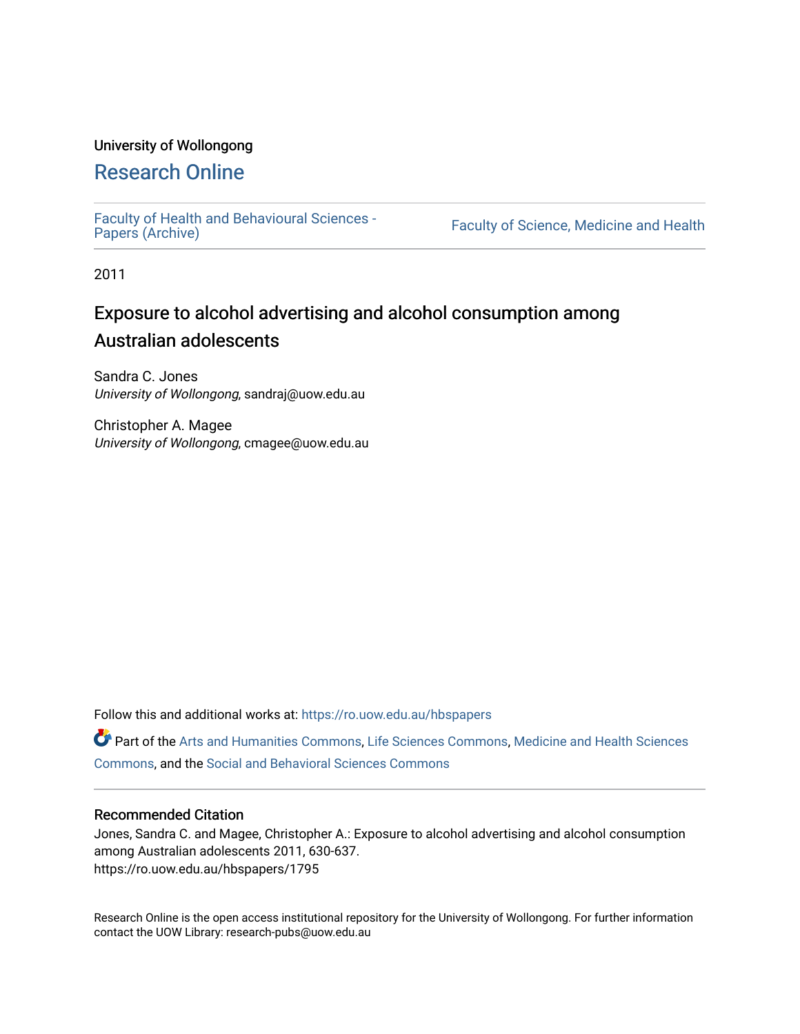University of Wollongong

# Research Online

Faculty of Health and Behavioural Sciences - Papers (Archive)

Faculty of Science, Medicine and Health

2011

## Exposure to alcohol advertising and alcohol consumption among Australian adolescents

Sandra C. Jones
*University of Wollongong*, sandraj@uow.edu.au

Christopher A. Magee
*University of Wollongong*, cmagee@uow.edu.au

Follow this and additional works at: https://ro.uow.edu.au/hbspapers

Part of the Arts and Humanities Commons, Life Sciences Commons, Medicine and Health Sciences Commons, and the Social and Behavioral Sciences Commons

### Recommended Citation

Jones, Sandra C. and Magee, Christopher A.: Exposure to alcohol advertising and alcohol consumption among Australian adolescents 2011, 630-637.
https://ro.uow.edu.au/hbspapers/1795

Research Online is the open access institutional repository for the University of Wollongong. For further information contact the UOW Library: research-pubs@uow.edu.au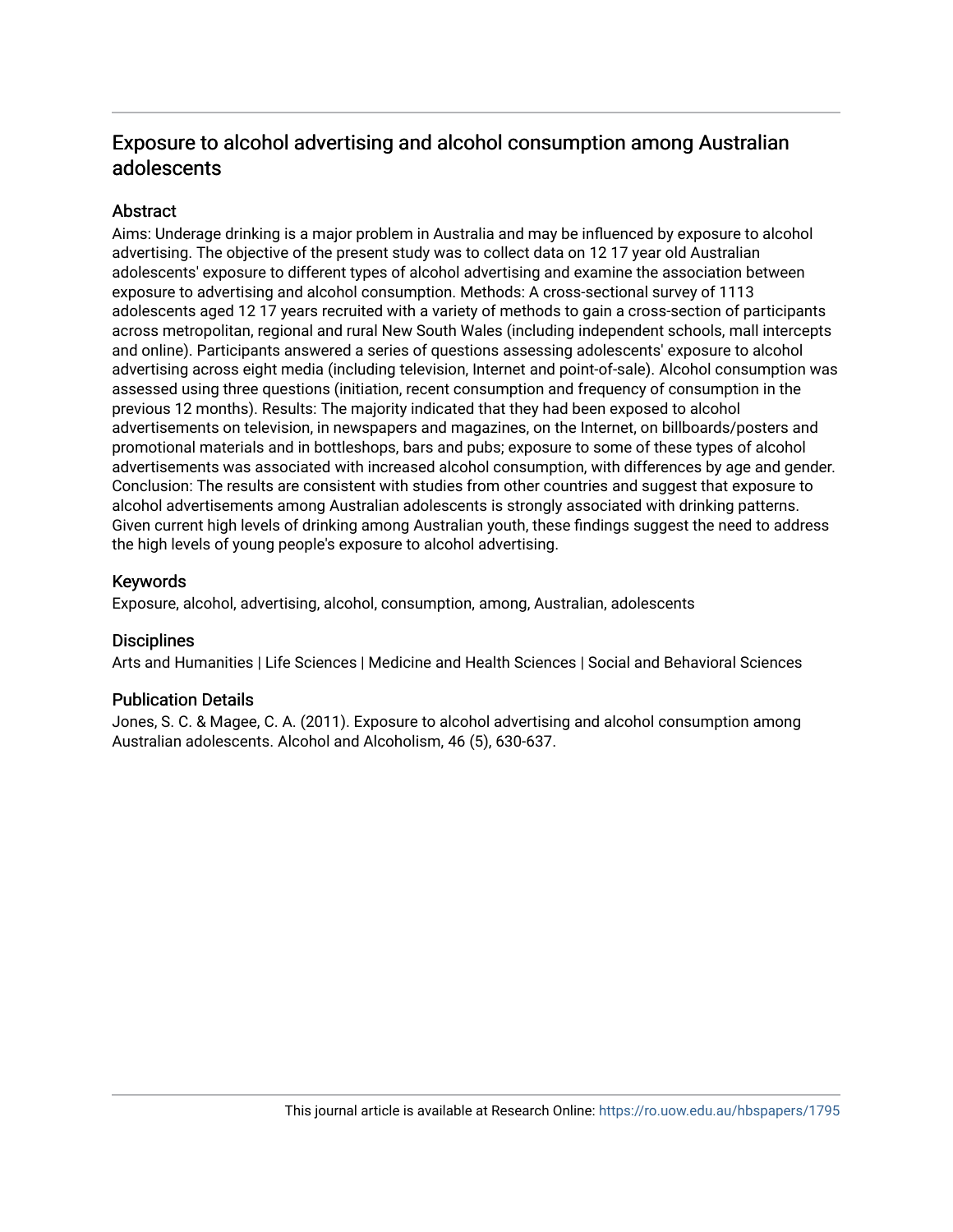# Exposure to alcohol advertising and alcohol consumption among Australian adolescents

## Abstract

Aims: Underage drinking is a major problem in Australia and may be influenced by exposure to alcohol advertising. The objective of the present study was to collect data on 12 17 year old Australian adolescents' exposure to different types of alcohol advertising and examine the association between exposure to advertising and alcohol consumption. Methods: A cross-sectional survey of 1113 adolescents aged 12 17 years recruited with a variety of methods to gain a cross-section of participants across metropolitan, regional and rural New South Wales (including independent schools, mall intercepts and online). Participants answered a series of questions assessing adolescents' exposure to alcohol advertising across eight media (including television, Internet and point-of-sale). Alcohol consumption was assessed using three questions (initiation, recent consumption and frequency of consumption in the previous 12 months). Results: The majority indicated that they had been exposed to alcohol advertisements on television, in newspapers and magazines, on the Internet, on billboards/posters and promotional materials and in bottleshops, bars and pubs; exposure to some of these types of alcohol advertisements was associated with increased alcohol consumption, with differences by age and gender. Conclusion: The results are consistent with studies from other countries and suggest that exposure to alcohol advertisements among Australian adolescents is strongly associated with drinking patterns. Given current high levels of drinking among Australian youth, these findings suggest the need to address the high levels of young people's exposure to alcohol advertising.

## Keywords

Exposure, alcohol, advertising, alcohol, consumption, among, Australian, adolescents

## Disciplines

Arts and Humanities | Life Sciences | Medicine and Health Sciences | Social and Behavioral Sciences

## Publication Details

Jones, S. C. & Magee, C. A. (2011). Exposure to alcohol advertising and alcohol consumption among Australian adolescents. Alcohol and Alcoholism, 46 (5), 630-637.

This journal article is available at Research Online: https://ro.uow.edu.au/hbspapers/1795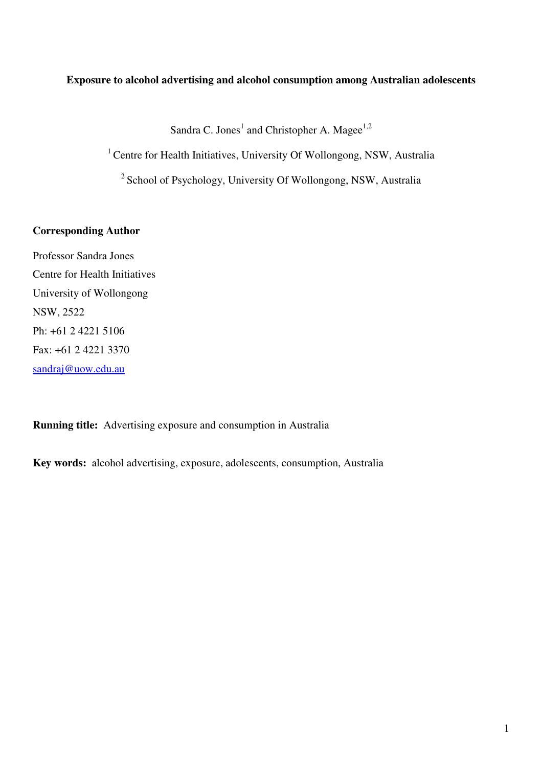**Exposure to alcohol advertising and alcohol consumption among Australian adolescents**

Sandra C. Jones[1] and Christopher A. Magee[1,2]

[1] Centre for Health Initiatives, University Of Wollongong, NSW, Australia

[2] School of Psychology, University Of Wollongong, NSW, Australia

**Corresponding Author**

Professor Sandra Jones
Centre for Health Initiatives
University of Wollongong
NSW, 2522
Ph: +61 2 4221 5106
Fax: +61 2 4221 3370
sandraj@uow.edu.au

**Running title:** Advertising exposure and consumption in Australia

**Key words:** alcohol advertising, exposure, adolescents, consumption, Australia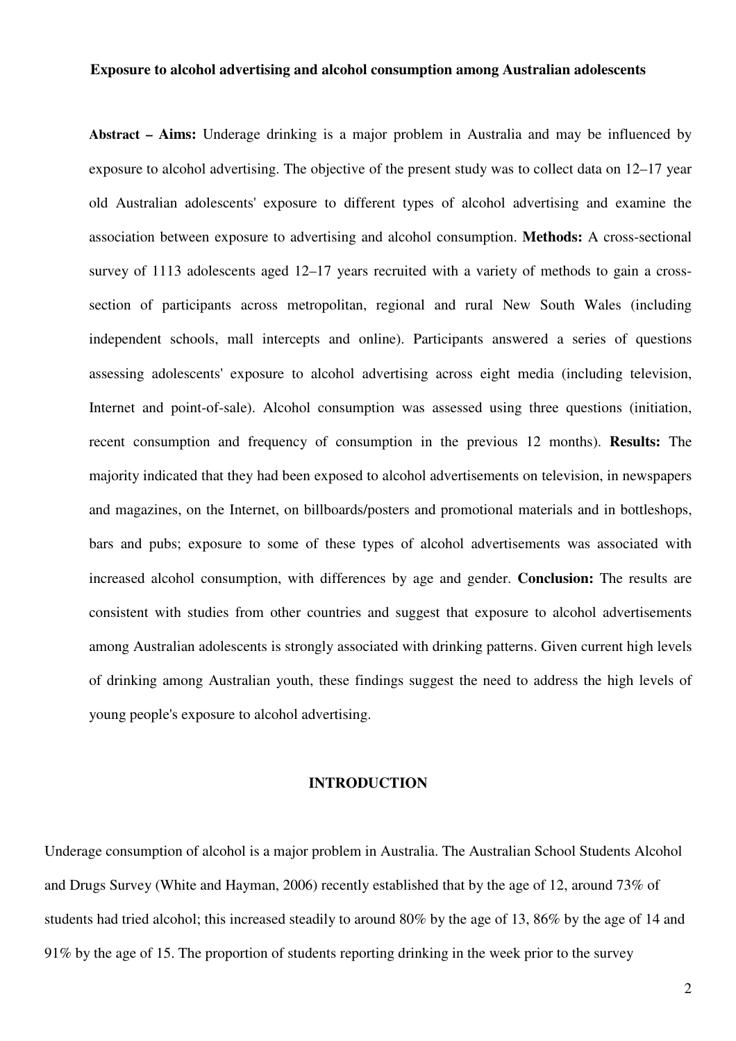**Exposure to alcohol advertising and alcohol consumption among Australian adolescents**

**Abstract – Aims:** Underage drinking is a major problem in Australia and may be influenced by exposure to alcohol advertising. The objective of the present study was to collect data on 12–17 year old Australian adolescents' exposure to different types of alcohol advertising and examine the association between exposure to advertising and alcohol consumption. **Methods:** A cross-sectional survey of 1113 adolescents aged 12–17 years recruited with a variety of methods to gain a cross-section of participants across metropolitan, regional and rural New South Wales (including independent schools, mall intercepts and online). Participants answered a series of questions assessing adolescents' exposure to alcohol advertising across eight media (including television, Internet and point-of-sale). Alcohol consumption was assessed using three questions (initiation, recent consumption and frequency of consumption in the previous 12 months). **Results:** The majority indicated that they had been exposed to alcohol advertisements on television, in newspapers and magazines, on the Internet, on billboards/posters and promotional materials and in bottleshops, bars and pubs; exposure to some of these types of alcohol advertisements was associated with increased alcohol consumption, with differences by age and gender. **Conclusion:** The results are consistent with studies from other countries and suggest that exposure to alcohol advertisements among Australian adolescents is strongly associated with drinking patterns. Given current high levels of drinking among Australian youth, these findings suggest the need to address the high levels of young people's exposure to alcohol advertising.

## INTRODUCTION

Underage consumption of alcohol is a major problem in Australia. The Australian School Students Alcohol and Drugs Survey (White and Hayman, 2006) recently established that by the age of 12, around 73% of students had tried alcohol; this increased steadily to around 80% by the age of 13, 86% by the age of 14 and 91% by the age of 15. The proportion of students reporting drinking in the week prior to the survey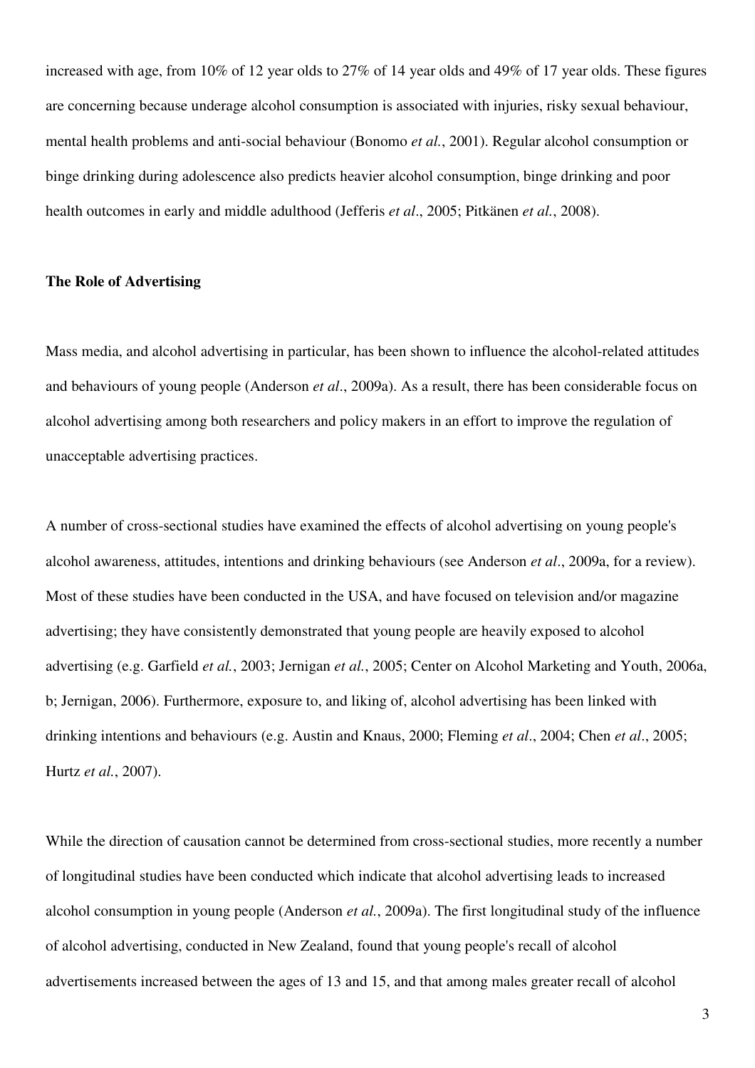increased with age, from 10% of 12 year olds to 27% of 14 year olds and 49% of 17 year olds. These figures are concerning because underage alcohol consumption is associated with injuries, risky sexual behaviour, mental health problems and anti-social behaviour (Bonomo *et al.*, 2001). Regular alcohol consumption or binge drinking during adolescence also predicts heavier alcohol consumption, binge drinking and poor health outcomes in early and middle adulthood (Jefferis *et al*., 2005; Pitkänen *et al.*, 2008).

**The Role of Advertising**

Mass media, and alcohol advertising in particular, has been shown to influence the alcohol-related attitudes and behaviours of young people (Anderson *et al*., 2009a). As a result, there has been considerable focus on alcohol advertising among both researchers and policy makers in an effort to improve the regulation of unacceptable advertising practices.

A number of cross-sectional studies have examined the effects of alcohol advertising on young people's alcohol awareness, attitudes, intentions and drinking behaviours (see Anderson *et al*., 2009a, for a review). Most of these studies have been conducted in the USA, and have focused on television and/or magazine advertising; they have consistently demonstrated that young people are heavily exposed to alcohol advertising (e.g. Garfield *et al.*, 2003; Jernigan *et al.*, 2005; Center on Alcohol Marketing and Youth, 2006a, b; Jernigan, 2006). Furthermore, exposure to, and liking of, alcohol advertising has been linked with drinking intentions and behaviours (e.g. Austin and Knaus, 2000; Fleming *et al*., 2004; Chen *et al*., 2005; Hurtz *et al.*, 2007).

While the direction of causation cannot be determined from cross-sectional studies, more recently a number of longitudinal studies have been conducted which indicate that alcohol advertising leads to increased alcohol consumption in young people (Anderson *et al.*, 2009a). The first longitudinal study of the influence of alcohol advertising, conducted in New Zealand, found that young people's recall of alcohol advertisements increased between the ages of 13 and 15, and that among males greater recall of alcohol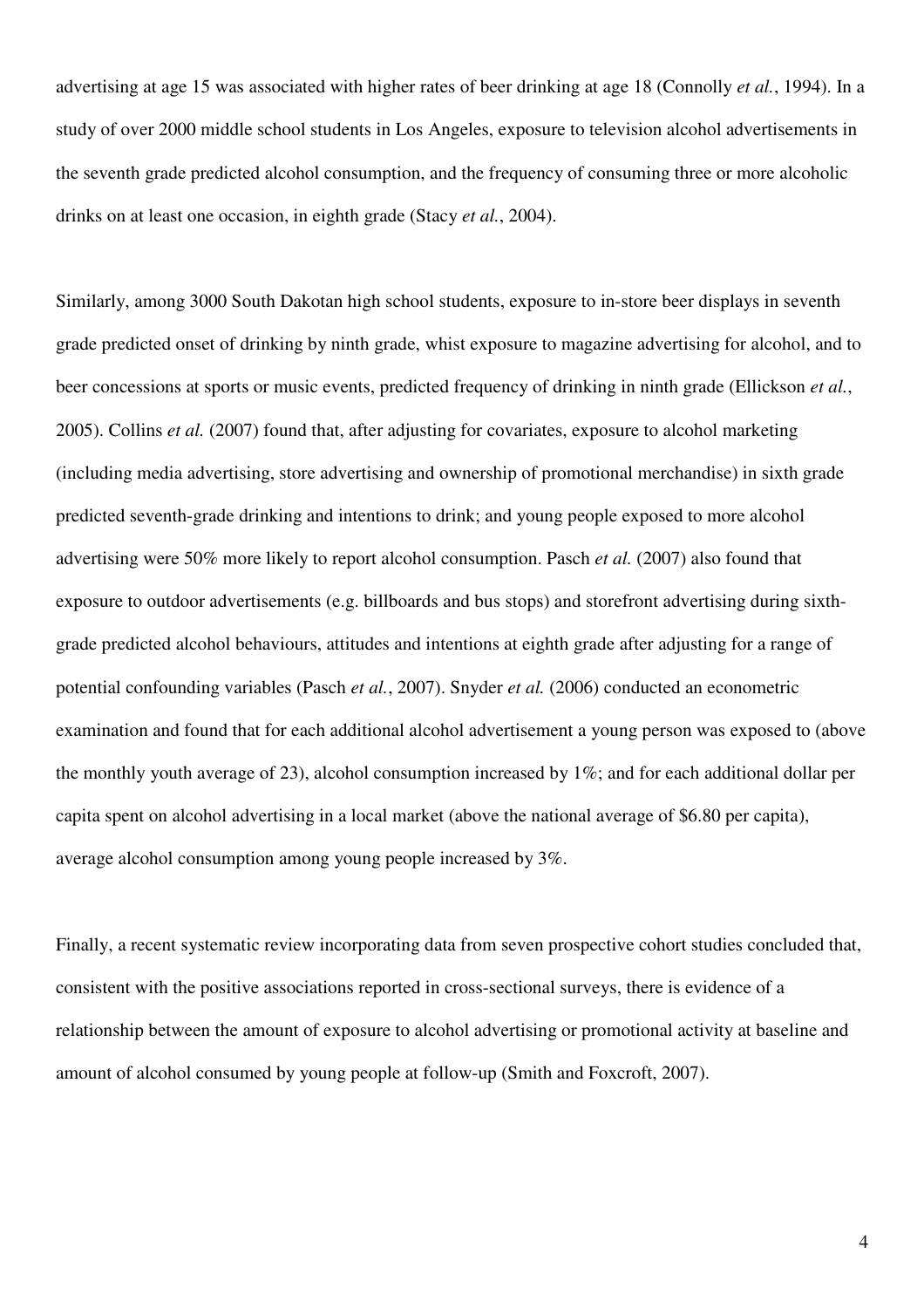advertising at age 15 was associated with higher rates of beer drinking at age 18 (Connolly *et al.*, 1994). In a study of over 2000 middle school students in Los Angeles, exposure to television alcohol advertisements in the seventh grade predicted alcohol consumption, and the frequency of consuming three or more alcoholic drinks on at least one occasion, in eighth grade (Stacy *et al.*, 2004).

Similarly, among 3000 South Dakotan high school students, exposure to in-store beer displays in seventh grade predicted onset of drinking by ninth grade, whist exposure to magazine advertising for alcohol, and to beer concessions at sports or music events, predicted frequency of drinking in ninth grade (Ellickson *et al.*, 2005). Collins *et al.* (2007) found that, after adjusting for covariates, exposure to alcohol marketing (including media advertising, store advertising and ownership of promotional merchandise) in sixth grade predicted seventh-grade drinking and intentions to drink; and young people exposed to more alcohol advertising were 50% more likely to report alcohol consumption. Pasch *et al.* (2007) also found that exposure to outdoor advertisements (e.g. billboards and bus stops) and storefront advertising during sixth-grade predicted alcohol behaviours, attitudes and intentions at eighth grade after adjusting for a range of potential confounding variables (Pasch *et al.*, 2007). Snyder *et al.* (2006) conducted an econometric examination and found that for each additional alcohol advertisement a young person was exposed to (above the monthly youth average of 23), alcohol consumption increased by 1%; and for each additional dollar per capita spent on alcohol advertising in a local market (above the national average of $6.80 per capita), average alcohol consumption among young people increased by 3%.

Finally, a recent systematic review incorporating data from seven prospective cohort studies concluded that, consistent with the positive associations reported in cross-sectional surveys, there is evidence of a relationship between the amount of exposure to alcohol advertising or promotional activity at baseline and amount of alcohol consumed by young people at follow-up (Smith and Foxcroft, 2007).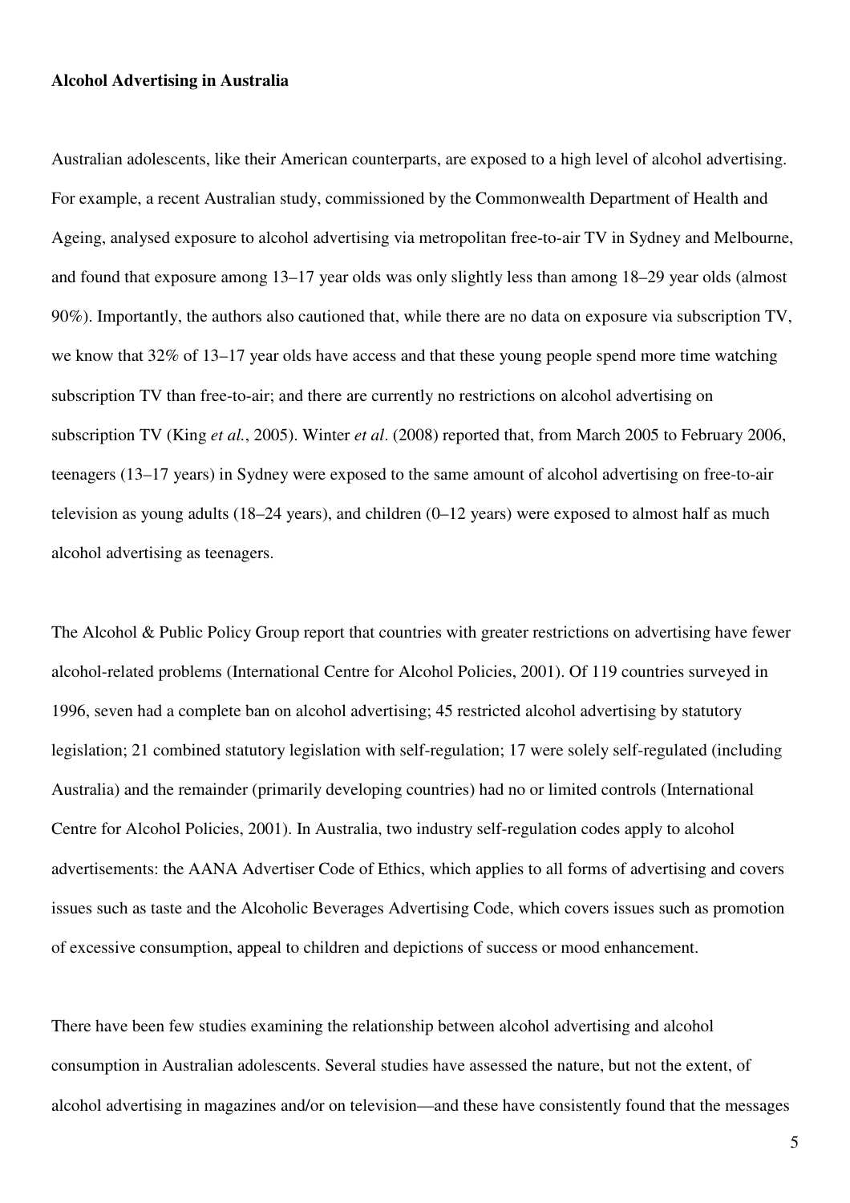**Alcohol Advertising in Australia**

Australian adolescents, like their American counterparts, are exposed to a high level of alcohol advertising. For example, a recent Australian study, commissioned by the Commonwealth Department of Health and Ageing, analysed exposure to alcohol advertising via metropolitan free-to-air TV in Sydney and Melbourne, and found that exposure among 13–17 year olds was only slightly less than among 18–29 year olds (almost 90%). Importantly, the authors also cautioned that, while there are no data on exposure via subscription TV, we know that 32% of 13–17 year olds have access and that these young people spend more time watching subscription TV than free-to-air; and there are currently no restrictions on alcohol advertising on subscription TV (King *et al.*, 2005). Winter *et al*. (2008) reported that, from March 2005 to February 2006, teenagers (13–17 years) in Sydney were exposed to the same amount of alcohol advertising on free-to-air television as young adults (18–24 years), and children (0–12 years) were exposed to almost half as much alcohol advertising as teenagers.

The Alcohol & Public Policy Group report that countries with greater restrictions on advertising have fewer alcohol-related problems (International Centre for Alcohol Policies, 2001). Of 119 countries surveyed in 1996, seven had a complete ban on alcohol advertising; 45 restricted alcohol advertising by statutory legislation; 21 combined statutory legislation with self-regulation; 17 were solely self-regulated (including Australia) and the remainder (primarily developing countries) had no or limited controls (International Centre for Alcohol Policies, 2001). In Australia, two industry self-regulation codes apply to alcohol advertisements: the AANA Advertiser Code of Ethics, which applies to all forms of advertising and covers issues such as taste and the Alcoholic Beverages Advertising Code, which covers issues such as promotion of excessive consumption, appeal to children and depictions of success or mood enhancement.

There have been few studies examining the relationship between alcohol advertising and alcohol consumption in Australian adolescents. Several studies have assessed the nature, but not the extent, of alcohol advertising in magazines and/or on television—and these have consistently found that the messages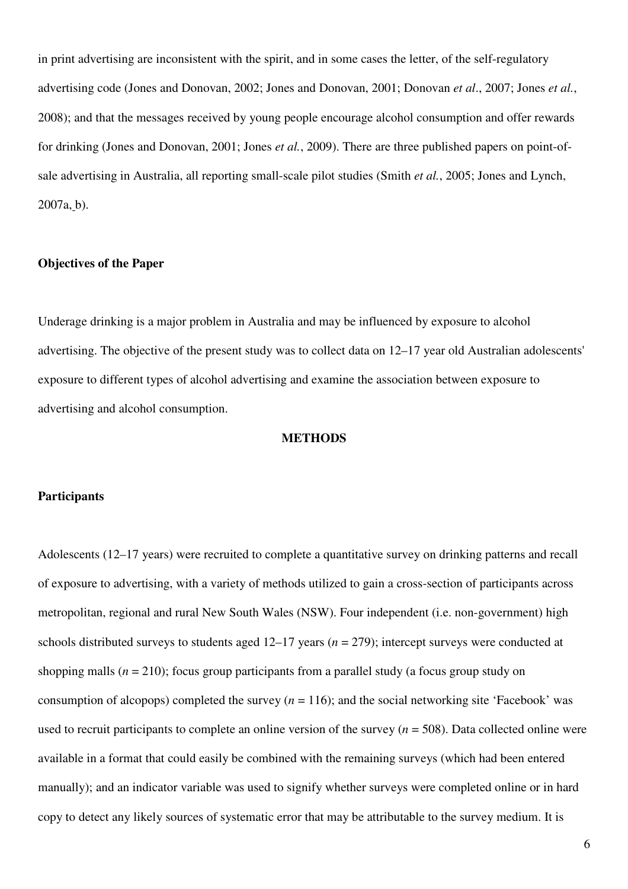in print advertising are inconsistent with the spirit, and in some cases the letter, of the self-regulatory advertising code (Jones and Donovan, 2002; Jones and Donovan, 2001; Donovan *et al*., 2007; Jones *et al.*, 2008); and that the messages received by young people encourage alcohol consumption and offer rewards for drinking (Jones and Donovan, 2001; Jones *et al.*, 2009). There are three published papers on point-of-sale advertising in Australia, all reporting small-scale pilot studies (Smith *et al.*, 2005; Jones and Lynch, 2007a, b).

### Objectives of the Paper

Underage drinking is a major problem in Australia and may be influenced by exposure to alcohol advertising. The objective of the present study was to collect data on 12–17 year old Australian adolescents' exposure to different types of alcohol advertising and examine the association between exposure to advertising and alcohol consumption.

## METHODS

### Participants

Adolescents (12–17 years) were recruited to complete a quantitative survey on drinking patterns and recall of exposure to advertising, with a variety of methods utilized to gain a cross-section of participants across metropolitan, regional and rural New South Wales (NSW). Four independent (i.e. non-government) high schools distributed surveys to students aged 12–17 years ($n$ = 279); intercept surveys were conducted at shopping malls ($n$ = 210); focus group participants from a parallel study (a focus group study on consumption of alcopops) completed the survey ($n$ = 116); and the social networking site 'Facebook' was used to recruit participants to complete an online version of the survey ($n$ = 508). Data collected online were available in a format that could easily be combined with the remaining surveys (which had been entered manually); and an indicator variable was used to signify whether surveys were completed online or in hard copy to detect any likely sources of systematic error that may be attributable to the survey medium. It is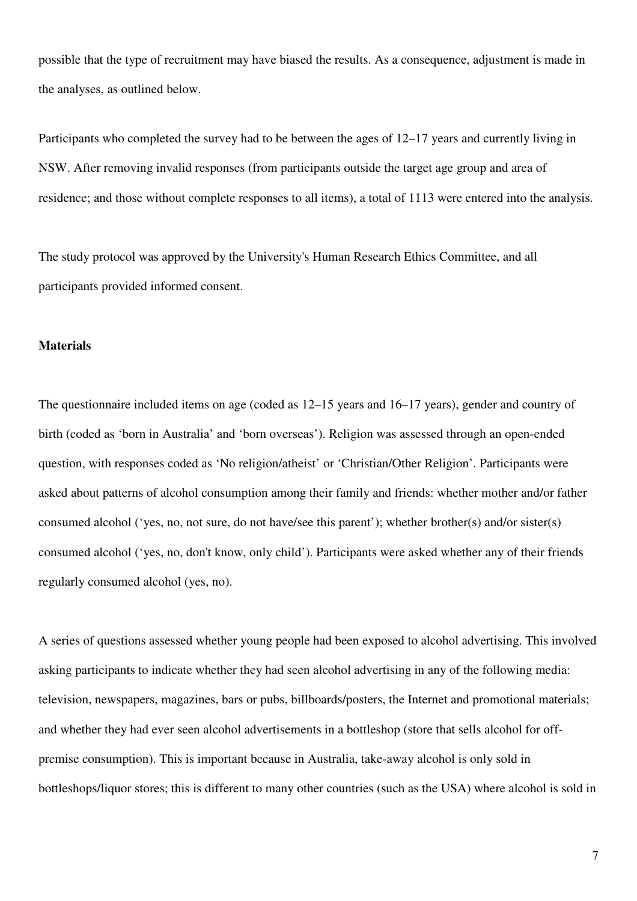possible that the type of recruitment may have biased the results. As a consequence, adjustment is made in the analyses, as outlined below.

Participants who completed the survey had to be between the ages of 12–17 years and currently living in NSW. After removing invalid responses (from participants outside the target age group and area of residence; and those without complete responses to all items), a total of 1113 were entered into the analysis.

The study protocol was approved by the University's Human Research Ethics Committee, and all participants provided informed consent.

**Materials**

The questionnaire included items on age (coded as 12–15 years and 16–17 years), gender and country of birth (coded as 'born in Australia' and 'born overseas'). Religion was assessed through an open-ended question, with responses coded as 'No religion/atheist' or 'Christian/Other Religion'. Participants were asked about patterns of alcohol consumption among their family and friends: whether mother and/or father consumed alcohol ('yes, no, not sure, do not have/see this parent'); whether brother(s) and/or sister(s) consumed alcohol ('yes, no, don't know, only child'). Participants were asked whether any of their friends regularly consumed alcohol (yes, no).

A series of questions assessed whether young people had been exposed to alcohol advertising. This involved asking participants to indicate whether they had seen alcohol advertising in any of the following media: television, newspapers, magazines, bars or pubs, billboards/posters, the Internet and promotional materials; and whether they had ever seen alcohol advertisements in a bottleshop (store that sells alcohol for off-premise consumption). This is important because in Australia, take-away alcohol is only sold in bottleshops/liquor stores; this is different to many other countries (such as the USA) where alcohol is sold in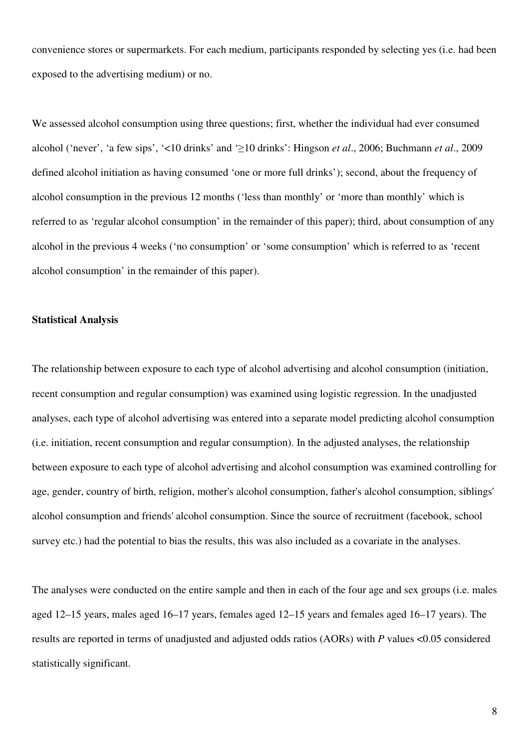convenience stores or supermarkets. For each medium, participants responded by selecting yes (i.e. had been exposed to the advertising medium) or no.

We assessed alcohol consumption using three questions; first, whether the individual had ever consumed alcohol ('never', 'a few sips', '<10 drinks' and '≥10 drinks': Hingson *et al*., 2006; Buchmann *et al*., 2009 defined alcohol initiation as having consumed 'one or more full drinks'); second, about the frequency of alcohol consumption in the previous 12 months ('less than monthly' or 'more than monthly' which is referred to as 'regular alcohol consumption' in the remainder of this paper); third, about consumption of any alcohol in the previous 4 weeks ('no consumption' or 'some consumption' which is referred to as 'recent alcohol consumption' in the remainder of this paper).

**Statistical Analysis**

The relationship between exposure to each type of alcohol advertising and alcohol consumption (initiation, recent consumption and regular consumption) was examined using logistic regression. In the unadjusted analyses, each type of alcohol advertising was entered into a separate model predicting alcohol consumption (i.e. initiation, recent consumption and regular consumption). In the adjusted analyses, the relationship between exposure to each type of alcohol advertising and alcohol consumption was examined controlling for age, gender, country of birth, religion, mother's alcohol consumption, father's alcohol consumption, siblings' alcohol consumption and friends' alcohol consumption. Since the source of recruitment (facebook, school survey etc.) had the potential to bias the results, this was also included as a covariate in the analyses.

The analyses were conducted on the entire sample and then in each of the four age and sex groups (i.e. males aged 12–15 years, males aged 16–17 years, females aged 12–15 years and females aged 16–17 years). The results are reported in terms of unadjusted and adjusted odds ratios (AORs) with $P$ values <0.05 considered statistically significant.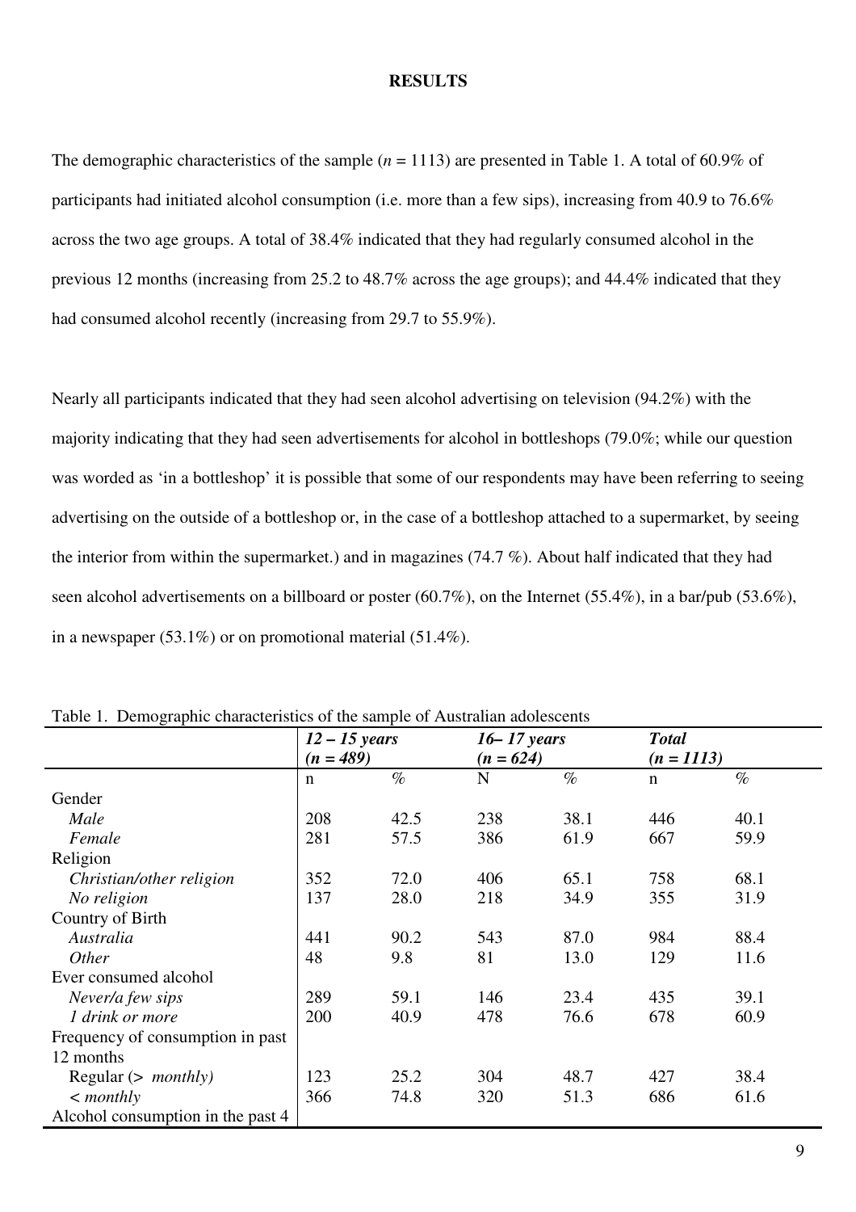**RESULTS**

The demographic characteristics of the sample (*n* = 1113) are presented in Table 1. A total of 60.9% of participants had initiated alcohol consumption (i.e. more than a few sips), increasing from 40.9 to 76.6% across the two age groups. A total of 38.4% indicated that they had regularly consumed alcohol in the previous 12 months (increasing from 25.2 to 48.7% across the age groups); and 44.4% indicated that they had consumed alcohol recently (increasing from 29.7 to 55.9%).

Nearly all participants indicated that they had seen alcohol advertising on television (94.2%) with the majority indicating that they had seen advertisements for alcohol in bottleshops (79.0%; while our question was worded as 'in a bottleshop' it is possible that some of our respondents may have been referring to seeing advertising on the outside of a bottleshop or, in the case of a bottleshop attached to a supermarket, by seeing the interior from within the supermarket.) and in magazines (74.7 %). About half indicated that they had seen alcohol advertisements on a billboard or poster (60.7%), on the Internet (55.4%), in a bar/pub (53.6%), in a newspaper (53.1%) or on promotional material (51.4%).

Table 1. Demographic characteristics of the sample of Australian adolescents

| | ***12 – 15 years (n = 489)*** | | ***16– 17 years (n = 624)*** | | ***Total (n = 1113)*** | |
|---|---|---|---|---|---|---|
| | n | % | N | % | n | % |
| Gender | | | | | | |
| *Male* | 208 | 42.5 | 238 | 38.1 | 446 | 40.1 |
| *Female* | 281 | 57.5 | 386 | 61.9 | 667 | 59.9 |
| Religion | | | | | | |
| *Christian/other religion* | 352 | 72.0 | 406 | 65.1 | 758 | 68.1 |
| *No religion* | 137 | 28.0 | 218 | 34.9 | 355 | 31.9 |
| Country of Birth | | | | | | |
| *Australia* | 441 | 90.2 | 543 | 87.0 | 984 | 88.4 |
| *Other* | 48 | 9.8 | 81 | 13.0 | 129 | 11.6 |
| Ever consumed alcohol | | | | | | |
| *Never/a few sips* | 289 | 59.1 | 146 | 23.4 | 435 | 39.1 |
| *1 drink or more* | 200 | 40.9 | 478 | 76.6 | 678 | 60.9 |
| Frequency of consumption in past 12 months | | | | | | |
| Regular (> *monthly)* | 123 | 25.2 | 304 | 48.7 | 427 | 38.4 |
| *< monthly* | 366 | 74.8 | 320 | 51.3 | 686 | 61.6 |
| Alcohol consumption in the past 4 | | | | | | |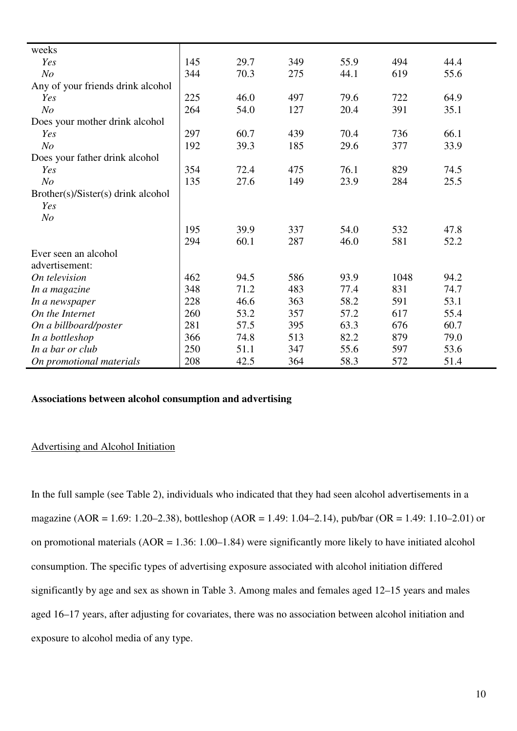| | | | | | | |
|---|---|---|---|---|---|---|
| weeks | | | | | | |
| *Yes* | 145 | 29.7 | 349 | 55.9 | 494 | 44.4 |
| *No* | 344 | 70.3 | 275 | 44.1 | 619 | 55.6 |
| Any of your friends drink alcohol | | | | | | |
| *Yes* | 225 | 46.0 | 497 | 79.6 | 722 | 64.9 |
| *No* | 264 | 54.0 | 127 | 20.4 | 391 | 35.1 |
| Does your mother drink alcohol | | | | | | |
| *Yes* | 297 | 60.7 | 439 | 70.4 | 736 | 66.1 |
| *No* | 192 | 39.3 | 185 | 29.6 | 377 | 33.9 |
| Does your father drink alcohol | | | | | | |
| *Yes* | 354 | 72.4 | 475 | 76.1 | 829 | 74.5 |
| *No* | 135 | 27.6 | 149 | 23.9 | 284 | 25.5 |
| Brother(s)/Sister(s) drink alcohol | | | | | | |
| *Yes* | 195 | 39.9 | 337 | 54.0 | 532 | 47.8 |
| *No* | 294 | 60.1 | 287 | 46.0 | 581 | 52.2 |
| Ever seen an alcohol advertisement: | | | | | | |
| *On television* | 462 | 94.5 | 586 | 93.9 | 1048 | 94.2 |
| *In a magazine* | 348 | 71.2 | 483 | 77.4 | 831 | 74.7 |
| *In a newspaper* | 228 | 46.6 | 363 | 58.2 | 591 | 53.1 |
| *On the Internet* | 260 | 53.2 | 357 | 57.2 | 617 | 55.4 |
| *On a billboard/poster* | 281 | 57.5 | 395 | 63.3 | 676 | 60.7 |
| *In a bottleshop* | 366 | 74.8 | 513 | 82.2 | 879 | 79.0 |
| *In a bar or club* | 250 | 51.1 | 347 | 55.6 | 597 | 53.6 |
| *On promotional materials* | 208 | 42.5 | 364 | 58.3 | 572 | 51.4 |

**Associations between alcohol consumption and advertising**

Advertising and Alcohol Initiation

In the full sample (see Table 2), individuals who indicated that they had seen alcohol advertisements in a magazine (AOR = 1.69: 1.20–2.38), bottleshop (AOR = 1.49: 1.04–2.14), pub/bar (OR = 1.49: 1.10–2.01) or on promotional materials (AOR = 1.36: 1.00–1.84) were significantly more likely to have initiated alcohol consumption. The specific types of advertising exposure associated with alcohol initiation differed significantly by age and sex as shown in Table 3. Among males and females aged 12–15 years and males aged 16–17 years, after adjusting for covariates, there was no association between alcohol initiation and exposure to alcohol media of any type.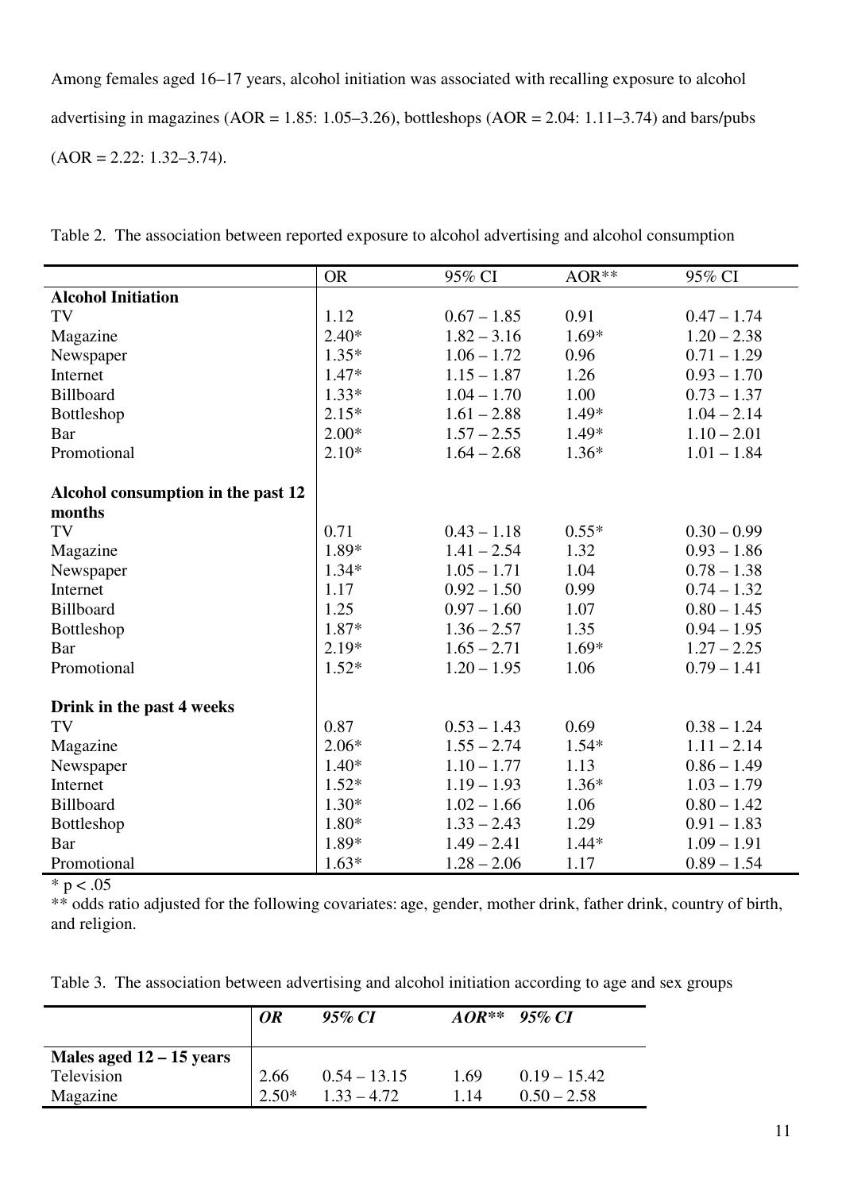Among females aged 16–17 years, alcohol initiation was associated with recalling exposure to alcohol advertising in magazines (AOR = 1.85: 1.05–3.26), bottleshops (AOR = 2.04: 1.11–3.74) and bars/pubs (AOR = 2.22: 1.32–3.74).

Table 2. The association between reported exposure to alcohol advertising and alcohol consumption

| | OR | 95% CI | AOR** | 95% CI |
|---|---|---|---|---|
| **Alcohol Initiation** | | | | |
| TV | 1.12 | 0.67 – 1.85 | 0.91 | 0.47 – 1.74 |
| Magazine | 2.40* | 1.82 – 3.16 | 1.69* | 1.20 – 2.38 |
| Newspaper | 1.35* | 1.06 – 1.72 | 0.96 | 0.71 – 1.29 |
| Internet | 1.47* | 1.15 – 1.87 | 1.26 | 0.93 – 1.70 |
| Billboard | 1.33* | 1.04 – 1.70 | 1.00 | 0.73 – 1.37 |
| Bottleshop | 2.15* | 1.61 – 2.88 | 1.49* | 1.04 – 2.14 |
| Bar | 2.00* | 1.57 – 2.55 | 1.49* | 1.10 – 2.01 |
| Promotional | 2.10* | 1.64 – 2.68 | 1.36* | 1.01 – 1.84 |
| **Alcohol consumption in the past 12 months** | | | | |
| TV | 0.71 | 0.43 – 1.18 | 0.55* | 0.30 – 0.99 |
| Magazine | 1.89* | 1.41 – 2.54 | 1.32 | 0.93 – 1.86 |
| Newspaper | 1.34* | 1.05 – 1.71 | 1.04 | 0.78 – 1.38 |
| Internet | 1.17 | 0.92 – 1.50 | 0.99 | 0.74 – 1.32 |
| Billboard | 1.25 | 0.97 – 1.60 | 1.07 | 0.80 – 1.45 |
| Bottleshop | 1.87* | 1.36 – 2.57 | 1.35 | 0.94 – 1.95 |
| Bar | 2.19* | 1.65 – 2.71 | 1.69* | 1.27 – 2.25 |
| Promotional | 1.52* | 1.20 – 1.95 | 1.06 | 0.79 – 1.41 |
| **Drink in the past 4 weeks** | | | | |
| TV | 0.87 | 0.53 – 1.43 | 0.69 | 0.38 – 1.24 |
| Magazine | 2.06* | 1.55 – 2.74 | 1.54* | 1.11 – 2.14 |
| Newspaper | 1.40* | 1.10 – 1.77 | 1.13 | 0.86 – 1.49 |
| Internet | 1.52* | 1.19 – 1.93 | 1.36* | 1.03 – 1.79 |
| Billboard | 1.30* | 1.02 – 1.66 | 1.06 | 0.80 – 1.42 |
| Bottleshop | 1.80* | 1.33 – 2.43 | 1.29 | 0.91 – 1.83 |
| Bar | 1.89* | 1.49 – 2.41 | 1.44* | 1.09 – 1.91 |
| Promotional | 1.63* | 1.28 – 2.06 | 1.17 | 0.89 – 1.54 |

* $p < .05$

** odds ratio adjusted for the following covariates: age, gender, mother drink, father drink, country of birth, and religion.

Table 3. The association between advertising and alcohol initiation according to age and sex groups

| | *OR* | *95% CI* | *AOR*** | *95% CI* |
|---|---|---|---|---|
| **Males aged 12 – 15 years** | | | | |
| Television | 2.66 | 0.54 – 13.15 | 1.69 | 0.19 – 15.42 |
| Magazine | 2.50* | 1.33 – 4.72 | 1.14 | 0.50 – 2.58 |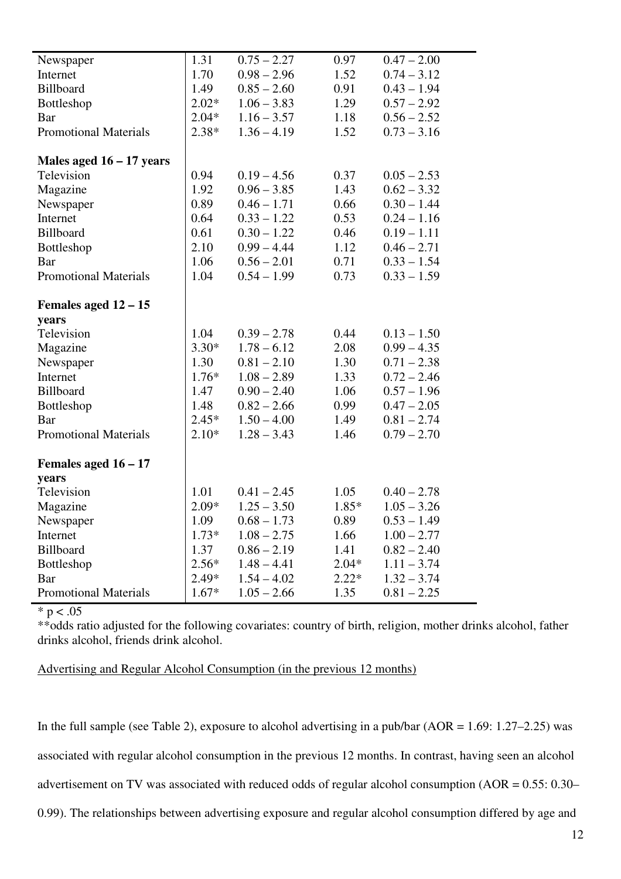| | | | | |
|---|---|---|---|---|
| Newspaper | 1.31 | 0.75 – 2.27 | 0.97 | 0.47 – 2.00 |
| Internet | 1.70 | 0.98 – 2.96 | 1.52 | 0.74 – 3.12 |
| Billboard | 1.49 | 0.85 – 2.60 | 0.91 | 0.43 – 1.94 |
| Bottleshop | 2.02* | 1.06 – 3.83 | 1.29 | 0.57 – 2.92 |
| Bar | 2.04* | 1.16 – 3.57 | 1.18 | 0.56 – 2.52 |
| Promotional Materials | 2.38* | 1.36 – 4.19 | 1.52 | 0.73 – 3.16 |
| **Males aged 16 – 17 years** | | | | |
| Television | 0.94 | 0.19 – 4.56 | 0.37 | 0.05 – 2.53 |
| Magazine | 1.92 | 0.96 – 3.85 | 1.43 | 0.62 – 3.32 |
| Newspaper | 0.89 | 0.46 – 1.71 | 0.66 | 0.30 – 1.44 |
| Internet | 0.64 | 0.33 – 1.22 | 0.53 | 0.24 – 1.16 |
| Billboard | 0.61 | 0.30 – 1.22 | 0.46 | 0.19 – 1.11 |
| Bottleshop | 2.10 | 0.99 – 4.44 | 1.12 | 0.46 – 2.71 |
| Bar | 1.06 | 0.56 – 2.01 | 0.71 | 0.33 – 1.54 |
| Promotional Materials | 1.04 | 0.54 – 1.99 | 0.73 | 0.33 – 1.59 |
| **Females aged 12 – 15 years** | | | | |
| Television | 1.04 | 0.39 – 2.78 | 0.44 | 0.13 – 1.50 |
| Magazine | 3.30* | 1.78 – 6.12 | 2.08 | 0.99 – 4.35 |
| Newspaper | 1.30 | 0.81 – 2.10 | 1.30 | 0.71 – 2.38 |
| Internet | 1.76* | 1.08 – 2.89 | 1.33 | 0.72 – 2.46 |
| Billboard | 1.47 | 0.90 – 2.40 | 1.06 | 0.57 – 1.96 |
| Bottleshop | 1.48 | 0.82 – 2.66 | 0.99 | 0.47 – 2.05 |
| Bar | 2.45* | 1.50 – 4.00 | 1.49 | 0.81 – 2.74 |
| Promotional Materials | 2.10* | 1.28 – 3.43 | 1.46 | 0.79 – 2.70 |
| **Females aged 16 – 17 years** | | | | |
| Television | 1.01 | 0.41 – 2.45 | 1.05 | 0.40 – 2.78 |
| Magazine | 2.09* | 1.25 – 3.50 | 1.85* | 1.05 – 3.26 |
| Newspaper | 1.09 | 0.68 – 1.73 | 0.89 | 0.53 – 1.49 |
| Internet | 1.73* | 1.08 – 2.75 | 1.66 | 1.00 – 2.77 |
| Billboard | 1.37 | 0.86 – 2.19 | 1.41 | 0.82 – 2.40 |
| Bottleshop | 2.56* | 1.48 – 4.41 | 2.04* | 1.11 – 3.74 |
| Bar | 2.49* | 1.54 – 4.02 | 2.22* | 1.32 – 3.74 |
| Promotional Materials | 1.67* | 1.05 – 2.66 | 1.35 | 0.81 – 2.25 |

* $p < .05$

**odds ratio adjusted for the following covariates: country of birth, religion, mother drinks alcohol, father drinks alcohol, friends drink alcohol.

<u>Advertising and Regular Alcohol Consumption (in the previous 12 months)</u>

In the full sample (see Table 2), exposure to alcohol advertising in a pub/bar (AOR = 1.69: 1.27–2.25) was associated with regular alcohol consumption in the previous 12 months. In contrast, having seen an alcohol advertisement on TV was associated with reduced odds of regular alcohol consumption (AOR = 0.55: 0.30–0.99). The relationships between advertising exposure and regular alcohol consumption differed by age and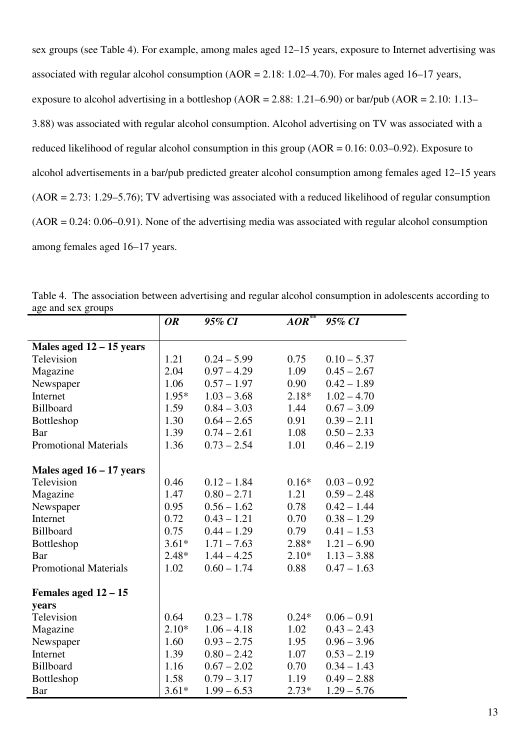sex groups (see Table 4). For example, among males aged 12–15 years, exposure to Internet advertising was associated with regular alcohol consumption (AOR = 2.18: 1.02–4.70). For males aged 16–17 years, exposure to alcohol advertising in a bottleshop (AOR = 2.88: 1.21–6.90) or bar/pub (AOR = 2.10: 1.13–3.88) was associated with regular alcohol consumption. Alcohol advertising on TV was associated with a reduced likelihood of regular alcohol consumption in this group (AOR = 0.16: 0.03–0.92). Exposure to alcohol advertisements in a bar/pub predicted greater alcohol consumption among females aged 12–15 years (AOR = 2.73: 1.29–5.76); TV advertising was associated with a reduced likelihood of regular consumption (AOR = 0.24: 0.06–0.91). None of the advertising media was associated with regular alcohol consumption among females aged 16–17 years.

Table 4. The association between advertising and regular alcohol consumption in adolescents according to age and sex groups

| | *OR* | *95% CI* | *AOR*** | *95% CI* |
|---|---|---|---|---|
| **Males aged 12 – 15 years** | | | | |
| Television | 1.21 | 0.24 – 5.99 | 0.75 | 0.10 – 5.37 |
| Magazine | 2.04 | 0.97 – 4.29 | 1.09 | 0.45 – 2.67 |
| Newspaper | 1.06 | 0.57 – 1.97 | 0.90 | 0.42 – 1.89 |
| Internet | 1.95* | 1.03 – 3.68 | 2.18* | 1.02 – 4.70 |
| Billboard | 1.59 | 0.84 – 3.03 | 1.44 | 0.67 – 3.09 |
| Bottleshop | 1.30 | 0.64 – 2.65 | 0.91 | 0.39 – 2.11 |
| Bar | 1.39 | 0.74 – 2.61 | 1.08 | 0.50 – 2.33 |
| Promotional Materials | 1.36 | 0.73 – 2.54 | 1.01 | 0.46 – 2.19 |
| **Males aged 16 – 17 years** | | | | |
| Television | 0.46 | 0.12 – 1.84 | 0.16* | 0.03 – 0.92 |
| Magazine | 1.47 | 0.80 – 2.71 | 1.21 | 0.59 – 2.48 |
| Newspaper | 0.95 | 0.56 – 1.62 | 0.78 | 0.42 – 1.44 |
| Internet | 0.72 | 0.43 – 1.21 | 0.70 | 0.38 – 1.29 |
| Billboard | 0.75 | 0.44 – 1.29 | 0.79 | 0.41 – 1.53 |
| Bottleshop | 3.61* | 1.71 – 7.63 | 2.88* | 1.21 – 6.90 |
| Bar | 2.48* | 1.44 – 4.25 | 2.10* | 1.13 – 3.88 |
| Promotional Materials | 1.02 | 0.60 – 1.74 | 0.88 | 0.47 – 1.63 |
| **Females aged 12 – 15 years** | | | | |
| Television | 0.64 | 0.23 – 1.78 | 0.24* | 0.06 – 0.91 |
| Magazine | 2.10* | 1.06 – 4.18 | 1.02 | 0.43 – 2.43 |
| Newspaper | 1.60 | 0.93 – 2.75 | 1.95 | 0.96 – 3.96 |
| Internet | 1.39 | 0.80 – 2.42 | 1.07 | 0.53 – 2.19 |
| Billboard | 1.16 | 0.67 – 2.02 | 0.70 | 0.34 – 1.43 |
| Bottleshop | 1.58 | 0.79 – 3.17 | 1.19 | 0.49 – 2.88 |
| Bar | 3.61* | 1.99 – 6.53 | 2.73* | 1.29 – 5.76 |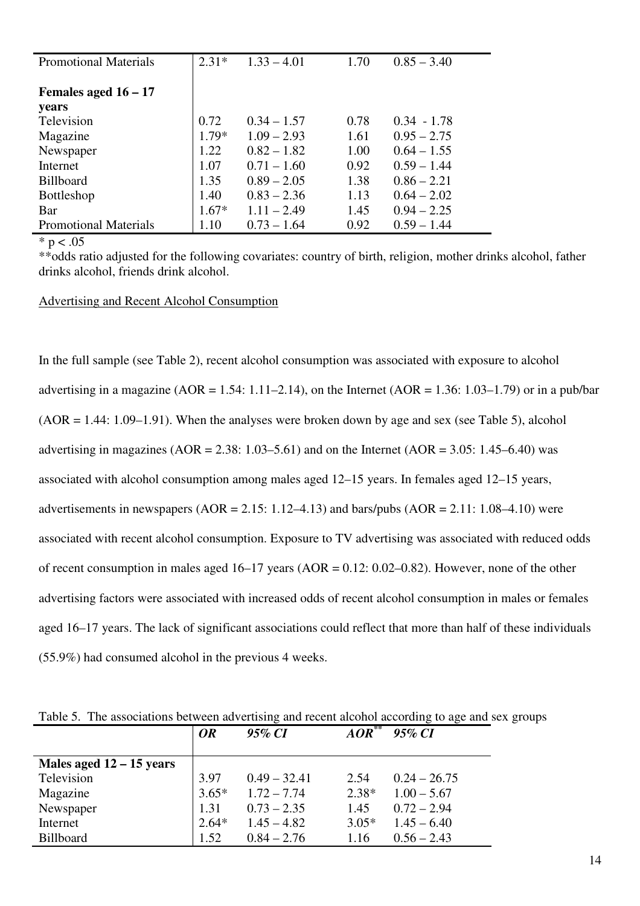| | | | | |
|---|---|---|---|---|
| Promotional Materials | 2.31* | 1.33 – 4.01 | 1.70 | 0.85 – 3.40 |
| **Females aged 16 – 17 years** | | | | |
| Television | 0.72 | 0.34 – 1.57 | 0.78 | 0.34 - 1.78 |
| Magazine | 1.79* | 1.09 – 2.93 | 1.61 | 0.95 – 2.75 |
| Newspaper | 1.22 | 0.82 – 1.82 | 1.00 | 0.64 – 1.55 |
| Internet | 1.07 | 0.71 – 1.60 | 0.92 | 0.59 – 1.44 |
| Billboard | 1.35 | 0.89 – 2.05 | 1.38 | 0.86 – 2.21 |
| Bottleshop | 1.40 | 0.83 – 2.36 | 1.13 | 0.64 – 2.02 |
| Bar | 1.67* | 1.11 – 2.49 | 1.45 | 0.94 – 2.25 |
| Promotional Materials | 1.10 | 0.73 – 1.64 | 0.92 | 0.59 – 1.44 |

* $p < .05$

**odds ratio adjusted for the following covariates: country of birth, religion, mother drinks alcohol, father drinks alcohol, friends drink alcohol.

Advertising and Recent Alcohol Consumption

In the full sample (see Table 2), recent alcohol consumption was associated with exposure to alcohol advertising in a magazine (AOR = 1.54: 1.11–2.14), on the Internet (AOR = 1.36: 1.03–1.79) or in a pub/bar (AOR = 1.44: 1.09–1.91). When the analyses were broken down by age and sex (see Table 5), alcohol advertising in magazines (AOR = 2.38: 1.03–5.61) and on the Internet (AOR = 3.05: 1.45–6.40) was associated with alcohol consumption among males aged 12–15 years. In females aged 12–15 years, advertisements in newspapers (AOR = 2.15: 1.12–4.13) and bars/pubs (AOR = 2.11: 1.08–4.10) were associated with recent alcohol consumption. Exposure to TV advertising was associated with reduced odds of recent consumption in males aged 16–17 years (AOR = 0.12: 0.02–0.82). However, none of the other advertising factors were associated with increased odds of recent alcohol consumption in males or females aged 16–17 years. The lack of significant associations could reflect that more than half of these individuals (55.9%) had consumed alcohol in the previous 4 weeks.

Table 5. The associations between advertising and recent alcohol according to age and sex groups

| | *OR* | *95% CI* | *AOR*** | *95% CI* |
|---|---|---|---|---|
| **Males aged 12 – 15 years** | | | | |
| Television | 3.97 | 0.49 – 32.41 | 2.54 | 0.24 – 26.75 |
| Magazine | 3.65* | 1.72 – 7.74 | 2.38* | 1.00 – 5.67 |
| Newspaper | 1.31 | 0.73 – 2.35 | 1.45 | 0.72 – 2.94 |
| Internet | 2.64* | 1.45 – 4.82 | 3.05* | 1.45 – 6.40 |
| Billboard | 1.52 | 0.84 – 2.76 | 1.16 | 0.56 – 2.43 |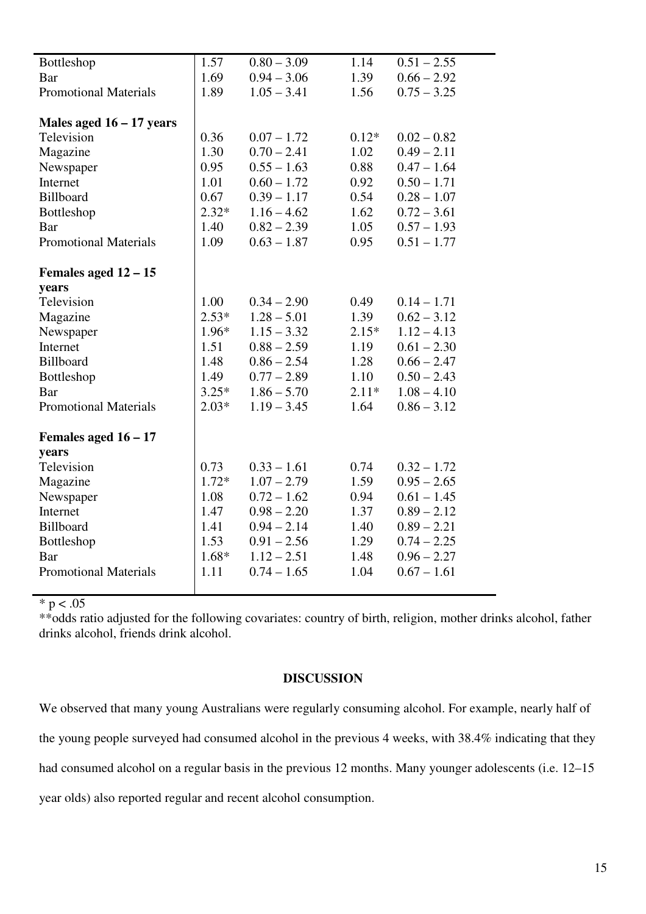|  |  |  |  |  |
|---|---|---|---|---|
| Bottleshop | 1.57 | 0.80 – 3.09 | 1.14 | 0.51 – 2.55 |
| Bar | 1.69 | 0.94 – 3.06 | 1.39 | 0.66 – 2.92 |
| Promotional Materials | 1.89 | 1.05 – 3.41 | 1.56 | 0.75 – 3.25 |
| **Males aged 16 – 17 years** |  |  |  |  |
| Television | 0.36 | 0.07 – 1.72 | 0.12* | 0.02 – 0.82 |
| Magazine | 1.30 | 0.70 – 2.41 | 1.02 | 0.49 – 2.11 |
| Newspaper | 0.95 | 0.55 – 1.63 | 0.88 | 0.47 – 1.64 |
| Internet | 1.01 | 0.60 – 1.72 | 0.92 | 0.50 – 1.71 |
| Billboard | 0.67 | 0.39 – 1.17 | 0.54 | 0.28 – 1.07 |
| Bottleshop | 2.32* | 1.16 – 4.62 | 1.62 | 0.72 – 3.61 |
| Bar | 1.40 | 0.82 – 2.39 | 1.05 | 0.57 – 1.93 |
| Promotional Materials | 1.09 | 0.63 – 1.87 | 0.95 | 0.51 – 1.77 |
| **Females aged 12 – 15 years** |  |  |  |  |
| Television | 1.00 | 0.34 – 2.90 | 0.49 | 0.14 – 1.71 |
| Magazine | 2.53* | 1.28 – 5.01 | 1.39 | 0.62 – 3.12 |
| Newspaper | 1.96* | 1.15 – 3.32 | 2.15* | 1.12 – 4.13 |
| Internet | 1.51 | 0.88 – 2.59 | 1.19 | 0.61 – 2.30 |
| Billboard | 1.48 | 0.86 – 2.54 | 1.28 | 0.66 – 2.47 |
| Bottleshop | 1.49 | 0.77 – 2.89 | 1.10 | 0.50 – 2.43 |
| Bar | 3.25* | 1.86 – 5.70 | 2.11* | 1.08 – 4.10 |
| Promotional Materials | 2.03* | 1.19 – 3.45 | 1.64 | 0.86 – 3.12 |
| **Females aged 16 – 17 years** |  |  |  |  |
| Television | 0.73 | 0.33 – 1.61 | 0.74 | 0.32 – 1.72 |
| Magazine | 1.72* | 1.07 – 2.79 | 1.59 | 0.95 – 2.65 |
| Newspaper | 1.08 | 0.72 – 1.62 | 0.94 | 0.61 – 1.45 |
| Internet | 1.47 | 0.98 – 2.20 | 1.37 | 0.89 – 2.12 |
| Billboard | 1.41 | 0.94 – 2.14 | 1.40 | 0.89 – 2.21 |
| Bottleshop | 1.53 | 0.91 – 2.56 | 1.29 | 0.74 – 2.25 |
| Bar | 1.68* | 1.12 – 2.51 | 1.48 | 0.96 – 2.27 |
| Promotional Materials | 1.11 | 0.74 – 1.65 | 1.04 | 0.67 – 1.61 |

* $p < .05$

**odds ratio adjusted for the following covariates: country of birth, religion, mother drinks alcohol, father drinks alcohol, friends drink alcohol.

## DISCUSSION

We observed that many young Australians were regularly consuming alcohol. For example, nearly half of the young people surveyed had consumed alcohol in the previous 4 weeks, with 38.4% indicating that they had consumed alcohol on a regular basis in the previous 12 months. Many younger adolescents (i.e. 12–15 year olds) also reported regular and recent alcohol consumption.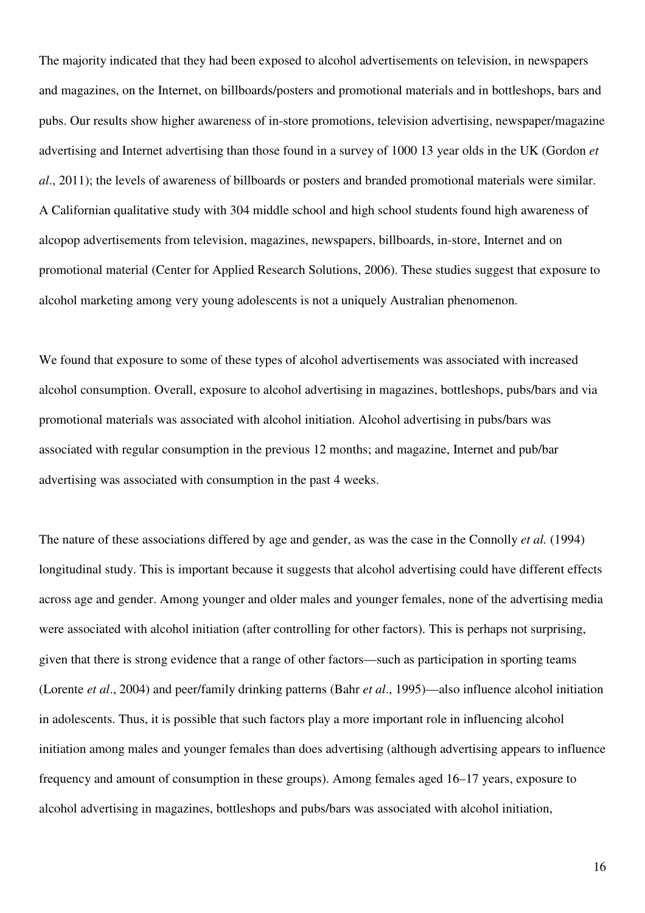The majority indicated that they had been exposed to alcohol advertisements on television, in newspapers and magazines, on the Internet, on billboards/posters and promotional materials and in bottleshops, bars and pubs. Our results show higher awareness of in-store promotions, television advertising, newspaper/magazine advertising and Internet advertising than those found in a survey of 1000 13 year olds in the UK (Gordon *et al*., 2011); the levels of awareness of billboards or posters and branded promotional materials were similar. A Californian qualitative study with 304 middle school and high school students found high awareness of alcopop advertisements from television, magazines, newspapers, billboards, in-store, Internet and on promotional material (Center for Applied Research Solutions, 2006). These studies suggest that exposure to alcohol marketing among very young adolescents is not a uniquely Australian phenomenon.

We found that exposure to some of these types of alcohol advertisements was associated with increased alcohol consumption. Overall, exposure to alcohol advertising in magazines, bottleshops, pubs/bars and via promotional materials was associated with alcohol initiation. Alcohol advertising in pubs/bars was associated with regular consumption in the previous 12 months; and magazine, Internet and pub/bar advertising was associated with consumption in the past 4 weeks.

The nature of these associations differed by age and gender, as was the case in the Connolly *et al.* (1994) longitudinal study. This is important because it suggests that alcohol advertising could have different effects across age and gender. Among younger and older males and younger females, none of the advertising media were associated with alcohol initiation (after controlling for other factors). This is perhaps not surprising, given that there is strong evidence that a range of other factors—such as participation in sporting teams (Lorente *et al*., 2004) and peer/family drinking patterns (Bahr *et al*., 1995)—also influence alcohol initiation in adolescents. Thus, it is possible that such factors play a more important role in influencing alcohol initiation among males and younger females than does advertising (although advertising appears to influence frequency and amount of consumption in these groups). Among females aged 16–17 years, exposure to alcohol advertising in magazines, bottleshops and pubs/bars was associated with alcohol initiation,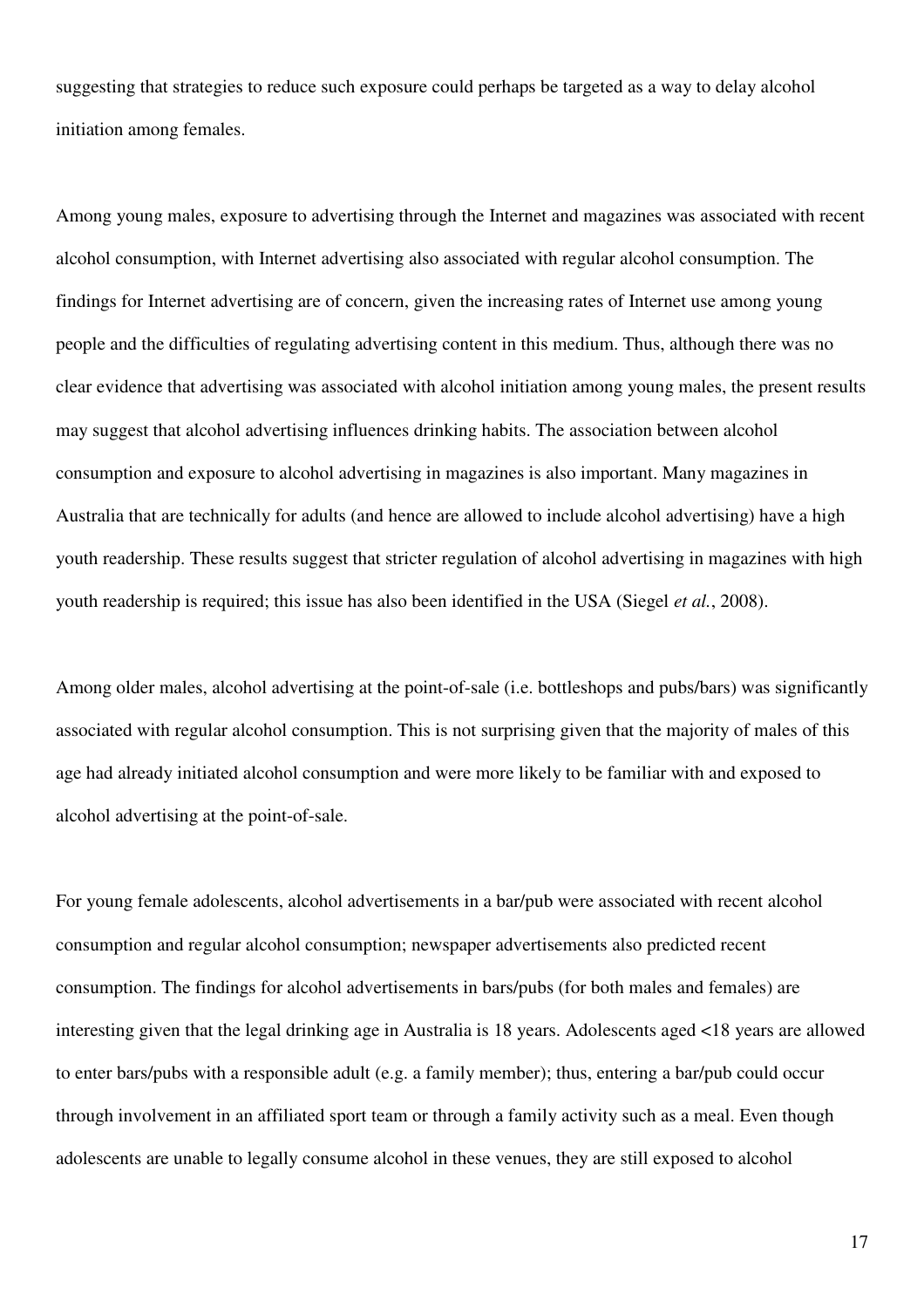suggesting that strategies to reduce such exposure could perhaps be targeted as a way to delay alcohol initiation among females.

Among young males, exposure to advertising through the Internet and magazines was associated with recent alcohol consumption, with Internet advertising also associated with regular alcohol consumption. The findings for Internet advertising are of concern, given the increasing rates of Internet use among young people and the difficulties of regulating advertising content in this medium. Thus, although there was no clear evidence that advertising was associated with alcohol initiation among young males, the present results may suggest that alcohol advertising influences drinking habits. The association between alcohol consumption and exposure to alcohol advertising in magazines is also important. Many magazines in Australia that are technically for adults (and hence are allowed to include alcohol advertising) have a high youth readership. These results suggest that stricter regulation of alcohol advertising in magazines with high youth readership is required; this issue has also been identified in the USA (Siegel *et al.*, 2008).

Among older males, alcohol advertising at the point-of-sale (i.e. bottleshops and pubs/bars) was significantly associated with regular alcohol consumption. This is not surprising given that the majority of males of this age had already initiated alcohol consumption and were more likely to be familiar with and exposed to alcohol advertising at the point-of-sale.

For young female adolescents, alcohol advertisements in a bar/pub were associated with recent alcohol consumption and regular alcohol consumption; newspaper advertisements also predicted recent consumption. The findings for alcohol advertisements in bars/pubs (for both males and females) are interesting given that the legal drinking age in Australia is 18 years. Adolescents aged <18 years are allowed to enter bars/pubs with a responsible adult (e.g. a family member); thus, entering a bar/pub could occur through involvement in an affiliated sport team or through a family activity such as a meal. Even though adolescents are unable to legally consume alcohol in these venues, they are still exposed to alcohol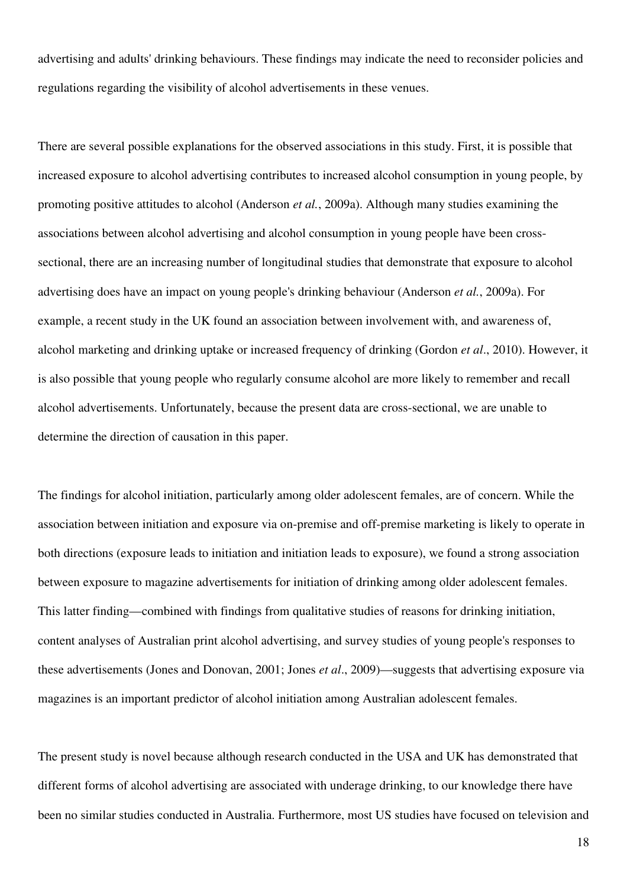advertising and adults' drinking behaviours. These findings may indicate the need to reconsider policies and regulations regarding the visibility of alcohol advertisements in these venues.

There are several possible explanations for the observed associations in this study. First, it is possible that increased exposure to alcohol advertising contributes to increased alcohol consumption in young people, by promoting positive attitudes to alcohol (Anderson *et al.*, 2009a). Although many studies examining the associations between alcohol advertising and alcohol consumption in young people have been cross-sectional, there are an increasing number of longitudinal studies that demonstrate that exposure to alcohol advertising does have an impact on young people's drinking behaviour (Anderson *et al.*, 2009a). For example, a recent study in the UK found an association between involvement with, and awareness of, alcohol marketing and drinking uptake or increased frequency of drinking (Gordon *et al*., 2010). However, it is also possible that young people who regularly consume alcohol are more likely to remember and recall alcohol advertisements. Unfortunately, because the present data are cross-sectional, we are unable to determine the direction of causation in this paper.

The findings for alcohol initiation, particularly among older adolescent females, are of concern. While the association between initiation and exposure via on-premise and off-premise marketing is likely to operate in both directions (exposure leads to initiation and initiation leads to exposure), we found a strong association between exposure to magazine advertisements for initiation of drinking among older adolescent females. This latter finding—combined with findings from qualitative studies of reasons for drinking initiation, content analyses of Australian print alcohol advertising, and survey studies of young people's responses to these advertisements (Jones and Donovan, 2001; Jones *et al*., 2009)—suggests that advertising exposure via magazines is an important predictor of alcohol initiation among Australian adolescent females.

The present study is novel because although research conducted in the USA and UK has demonstrated that different forms of alcohol advertising are associated with underage drinking, to our knowledge there have been no similar studies conducted in Australia. Furthermore, most US studies have focused on television and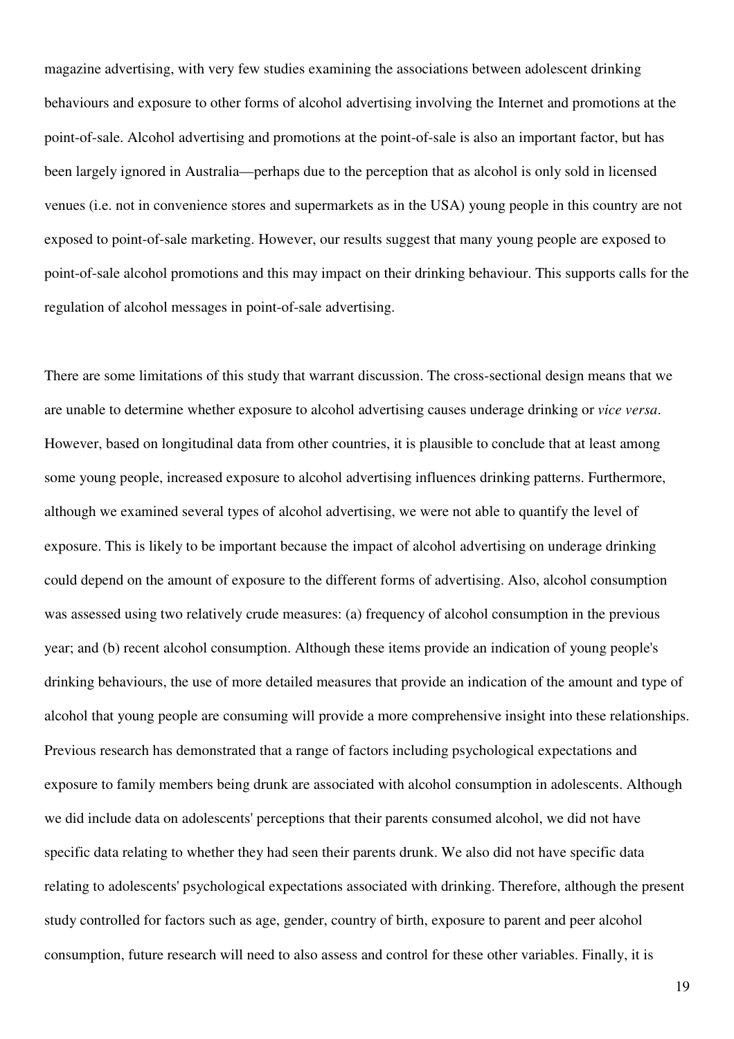magazine advertising, with very few studies examining the associations between adolescent drinking behaviours and exposure to other forms of alcohol advertising involving the Internet and promotions at the point-of-sale. Alcohol advertising and promotions at the point-of-sale is also an important factor, but has been largely ignored in Australia—perhaps due to the perception that as alcohol is only sold in licensed venues (i.e. not in convenience stores and supermarkets as in the USA) young people in this country are not exposed to point-of-sale marketing. However, our results suggest that many young people are exposed to point-of-sale alcohol promotions and this may impact on their drinking behaviour. This supports calls for the regulation of alcohol messages in point-of-sale advertising.

There are some limitations of this study that warrant discussion. The cross-sectional design means that we are unable to determine whether exposure to alcohol advertising causes underage drinking or *vice versa*. However, based on longitudinal data from other countries, it is plausible to conclude that at least among some young people, increased exposure to alcohol advertising influences drinking patterns. Furthermore, although we examined several types of alcohol advertising, we were not able to quantify the level of exposure. This is likely to be important because the impact of alcohol advertising on underage drinking could depend on the amount of exposure to the different forms of advertising. Also, alcohol consumption was assessed using two relatively crude measures: (a) frequency of alcohol consumption in the previous year; and (b) recent alcohol consumption. Although these items provide an indication of young people's drinking behaviours, the use of more detailed measures that provide an indication of the amount and type of alcohol that young people are consuming will provide a more comprehensive insight into these relationships. Previous research has demonstrated that a range of factors including psychological expectations and exposure to family members being drunk are associated with alcohol consumption in adolescents. Although we did include data on adolescents' perceptions that their parents consumed alcohol, we did not have specific data relating to whether they had seen their parents drunk. We also did not have specific data relating to adolescents' psychological expectations associated with drinking. Therefore, although the present study controlled for factors such as age, gender, country of birth, exposure to parent and peer alcohol consumption, future research will need to also assess and control for these other variables. Finally, it is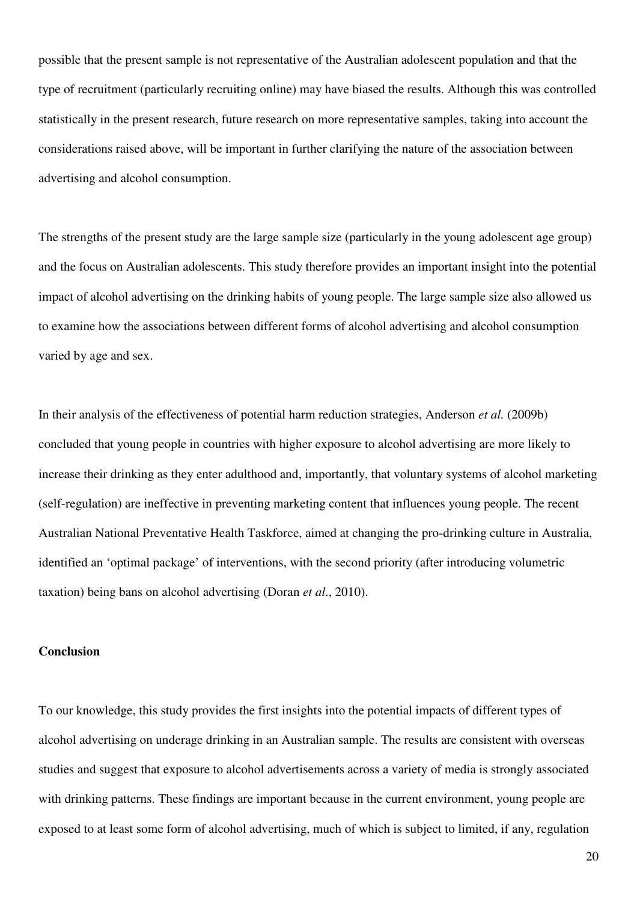possible that the present sample is not representative of the Australian adolescent population and that the type of recruitment (particularly recruiting online) may have biased the results. Although this was controlled statistically in the present research, future research on more representative samples, taking into account the considerations raised above, will be important in further clarifying the nature of the association between advertising and alcohol consumption.

The strengths of the present study are the large sample size (particularly in the young adolescent age group) and the focus on Australian adolescents. This study therefore provides an important insight into the potential impact of alcohol advertising on the drinking habits of young people. The large sample size also allowed us to examine how the associations between different forms of alcohol advertising and alcohol consumption varied by age and sex.

In their analysis of the effectiveness of potential harm reduction strategies, Anderson *et al.* (2009b) concluded that young people in countries with higher exposure to alcohol advertising are more likely to increase their drinking as they enter adulthood and, importantly, that voluntary systems of alcohol marketing (self-regulation) are ineffective in preventing marketing content that influences young people. The recent Australian National Preventative Health Taskforce, aimed at changing the pro-drinking culture in Australia, identified an 'optimal package' of interventions, with the second priority (after introducing volumetric taxation) being bans on alcohol advertising (Doran *et al*., 2010).

**Conclusion**

To our knowledge, this study provides the first insights into the potential impacts of different types of alcohol advertising on underage drinking in an Australian sample. The results are consistent with overseas studies and suggest that exposure to alcohol advertisements across a variety of media is strongly associated with drinking patterns. These findings are important because in the current environment, young people are exposed to at least some form of alcohol advertising, much of which is subject to limited, if any, regulation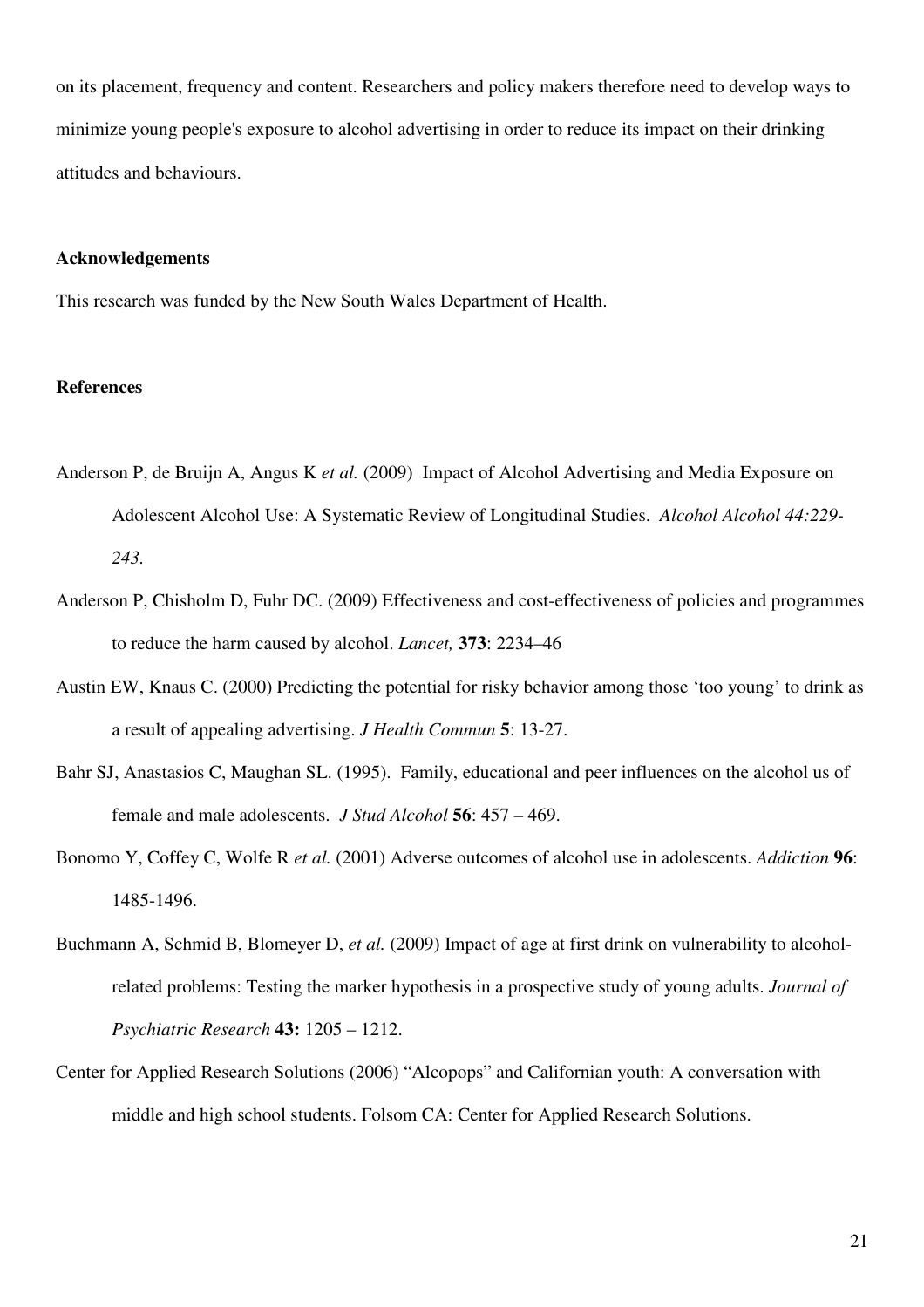on its placement, frequency and content. Researchers and policy makers therefore need to develop ways to minimize young people's exposure to alcohol advertising in order to reduce its impact on their drinking attitudes and behaviours.

## Acknowledgements

This research was funded by the New South Wales Department of Health.

## References

Anderson P, de Bruijn A, Angus K *et al.* (2009) Impact of Alcohol Advertising and Media Exposure on Adolescent Alcohol Use: A Systematic Review of Longitudinal Studies. *Alcohol Alcohol 44:229-243.*

Anderson P, Chisholm D, Fuhr DC. (2009) Effectiveness and cost-effectiveness of policies and programmes to reduce the harm caused by alcohol. *Lancet,* **373**: 2234–46

Austin EW, Knaus C. (2000) Predicting the potential for risky behavior among those 'too young' to drink as a result of appealing advertising. *J Health Commun* **5**: 13-27.

Bahr SJ, Anastasios C, Maughan SL. (1995). Family, educational and peer influences on the alcohol us of female and male adolescents. *J Stud Alcohol* **56**: 457 – 469.

Bonomo Y, Coffey C, Wolfe R *et al.* (2001) Adverse outcomes of alcohol use in adolescents. *Addiction* **96**: 1485-1496.

Buchmann A, Schmid B, Blomeyer D, *et al.* (2009) Impact of age at first drink on vulnerability to alcohol-related problems: Testing the marker hypothesis in a prospective study of young adults. *Journal of Psychiatric Research* **43:** 1205 – 1212.

Center for Applied Research Solutions (2006) "Alcopops" and Californian youth: A conversation with middle and high school students. Folsom CA: Center for Applied Research Solutions.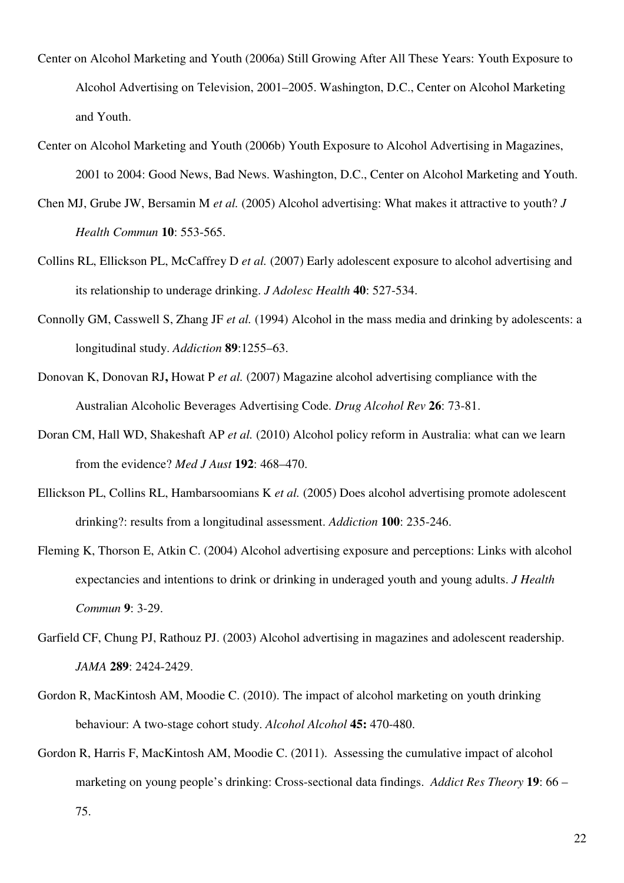Center on Alcohol Marketing and Youth (2006a) Still Growing After All These Years: Youth Exposure to Alcohol Advertising on Television, 2001–2005. Washington, D.C., Center on Alcohol Marketing and Youth.

Center on Alcohol Marketing and Youth (2006b) Youth Exposure to Alcohol Advertising in Magazines, 2001 to 2004: Good News, Bad News. Washington, D.C., Center on Alcohol Marketing and Youth.

Chen MJ, Grube JW, Bersamin M *et al.* (2005) Alcohol advertising: What makes it attractive to youth? *J Health Commun* **10**: 553-565.

Collins RL, Ellickson PL, McCaffrey D *et al.* (2007) Early adolescent exposure to alcohol advertising and its relationship to underage drinking. *J Adolesc Health* **40**: 527-534.

Connolly GM, Casswell S, Zhang JF *et al.* (1994) Alcohol in the mass media and drinking by adolescents: a longitudinal study. *Addiction* **89**:1255–63.

Donovan K, Donovan RJ**,** Howat P *et al.* (2007) Magazine alcohol advertising compliance with the Australian Alcoholic Beverages Advertising Code. *Drug Alcohol Rev* **26**: 73-81.

Doran CM, Hall WD, Shakeshaft AP *et al.* (2010) Alcohol policy reform in Australia: what can we learn from the evidence? *Med J Aust* **192**: 468–470.

Ellickson PL, Collins RL, Hambarsoomians K *et al.* (2005) Does alcohol advertising promote adolescent drinking?: results from a longitudinal assessment. *Addiction* **100**: 235-246.

Fleming K, Thorson E, Atkin C. (2004) Alcohol advertising exposure and perceptions: Links with alcohol expectancies and intentions to drink or drinking in underaged youth and young adults. *J Health Commun* **9**: 3-29.

Garfield CF, Chung PJ, Rathouz PJ. (2003) Alcohol advertising in magazines and adolescent readership. *JAMA* **289**: 2424-2429.

Gordon R, MacKintosh AM, Moodie C. (2010). The impact of alcohol marketing on youth drinking behaviour: A two-stage cohort study. *Alcohol Alcohol* **45:** 470-480.

Gordon R, Harris F, MacKintosh AM, Moodie C. (2011). Assessing the cumulative impact of alcohol marketing on young people's drinking: Cross-sectional data findings. *Addict Res Theory* **19**: 66 – 75.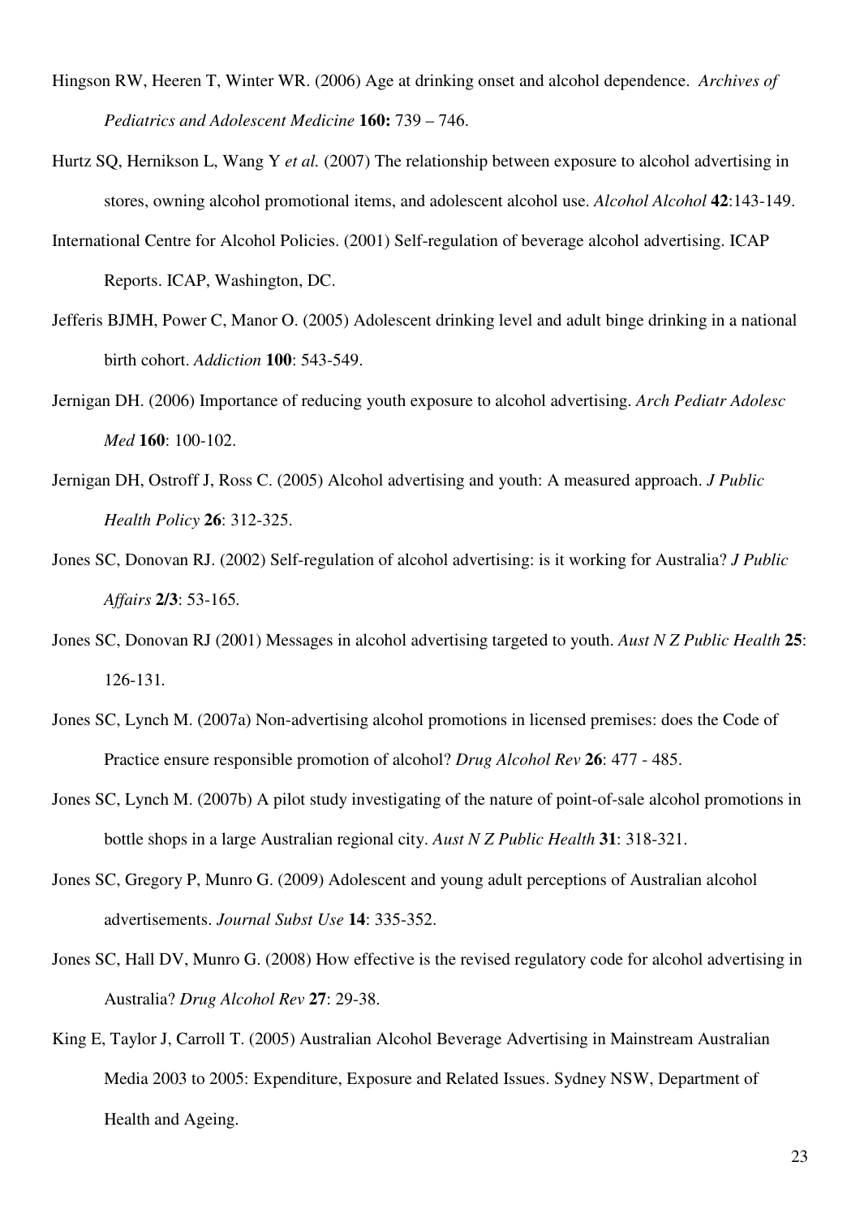Hingson RW, Heeren T, Winter WR. (2006) Age at drinking onset and alcohol dependence. *Archives of Pediatrics and Adolescent Medicine* **160:** 739 – 746.

Hurtz SQ, Hernikson L, Wang Y *et al.* (2007) The relationship between exposure to alcohol advertising in stores, owning alcohol promotional items, and adolescent alcohol use. *Alcohol Alcohol* **42**:143-149.

International Centre for Alcohol Policies. (2001) Self-regulation of beverage alcohol advertising. ICAP Reports. ICAP, Washington, DC.

Jefferis BJMH, Power C, Manor O. (2005) Adolescent drinking level and adult binge drinking in a national birth cohort. *Addiction* **100**: 543-549.

Jernigan DH. (2006) Importance of reducing youth exposure to alcohol advertising. *Arch Pediatr Adolesc Med* **160**: 100-102.

Jernigan DH, Ostroff J, Ross C. (2005) Alcohol advertising and youth: A measured approach. *J Public Health Policy* **26**: 312-325.

Jones SC, Donovan RJ. (2002) Self-regulation of alcohol advertising: is it working for Australia? *J Public Affairs* **2/3**: 53-165.

Jones SC, Donovan RJ (2001) Messages in alcohol advertising targeted to youth. *Aust N Z Public Health* **25**: 126-131.

Jones SC, Lynch M. (2007a) Non-advertising alcohol promotions in licensed premises: does the Code of Practice ensure responsible promotion of alcohol? *Drug Alcohol Rev* **26**: 477 - 485.

Jones SC, Lynch M. (2007b) A pilot study investigating of the nature of point-of-sale alcohol promotions in bottle shops in a large Australian regional city. *Aust N Z Public Health* **31**: 318-321.

Jones SC, Gregory P, Munro G. (2009) Adolescent and young adult perceptions of Australian alcohol advertisements. *Journal Subst Use* **14**: 335-352.

Jones SC, Hall DV, Munro G. (2008) How effective is the revised regulatory code for alcohol advertising in Australia? *Drug Alcohol Rev* **27**: 29-38.

King E, Taylor J, Carroll T. (2005) Australian Alcohol Beverage Advertising in Mainstream Australian Media 2003 to 2005: Expenditure, Exposure and Related Issues. Sydney NSW, Department of Health and Ageing.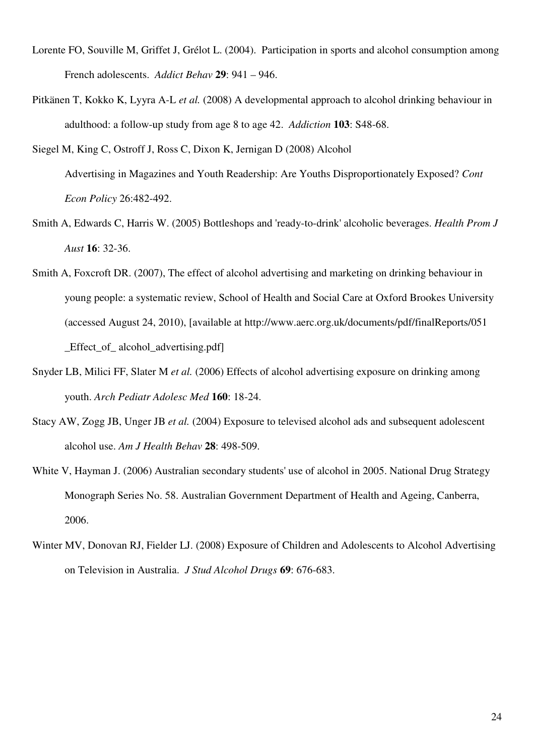Lorente FO, Souville M, Griffet J, Grélot L. (2004). Participation in sports and alcohol consumption among French adolescents. *Addict Behav* **29**: 941 – 946.

Pitkänen T, Kokko K, Lyyra A-L *et al.* (2008) A developmental approach to alcohol drinking behaviour in adulthood: a follow-up study from age 8 to age 42. *Addiction* **103**: S48-68.

Siegel M, King C, Ostroff J, Ross C, Dixon K, Jernigan D (2008) Alcohol Advertising in Magazines and Youth Readership: Are Youths Disproportionately Exposed? *Cont Econ Policy* 26:482-492.

Smith A, Edwards C, Harris W. (2005) Bottleshops and 'ready-to-drink' alcoholic beverages. *Health Prom J Aust* **16**: 32-36.

Smith A, Foxcroft DR. (2007), The effect of alcohol advertising and marketing on drinking behaviour in young people: a systematic review, School of Health and Social Care at Oxford Brookes University (accessed August 24, 2010), [available at http://www.aerc.org.uk/documents/pdf/finalReports/051 _Effect_of_ alcohol_advertising.pdf]

Snyder LB, Milici FF, Slater M *et al.* (2006) Effects of alcohol advertising exposure on drinking among youth. *Arch Pediatr Adolesc Med* **160**: 18-24.

Stacy AW, Zogg JB, Unger JB *et al.* (2004) Exposure to televised alcohol ads and subsequent adolescent alcohol use. *Am J Health Behav* **28**: 498-509.

White V, Hayman J. (2006) Australian secondary students' use of alcohol in 2005. National Drug Strategy Monograph Series No. 58. Australian Government Department of Health and Ageing, Canberra, 2006.

Winter MV, Donovan RJ, Fielder LJ. (2008) Exposure of Children and Adolescents to Alcohol Advertising on Television in Australia. *J Stud Alcohol Drugs* **69**: 676-683.